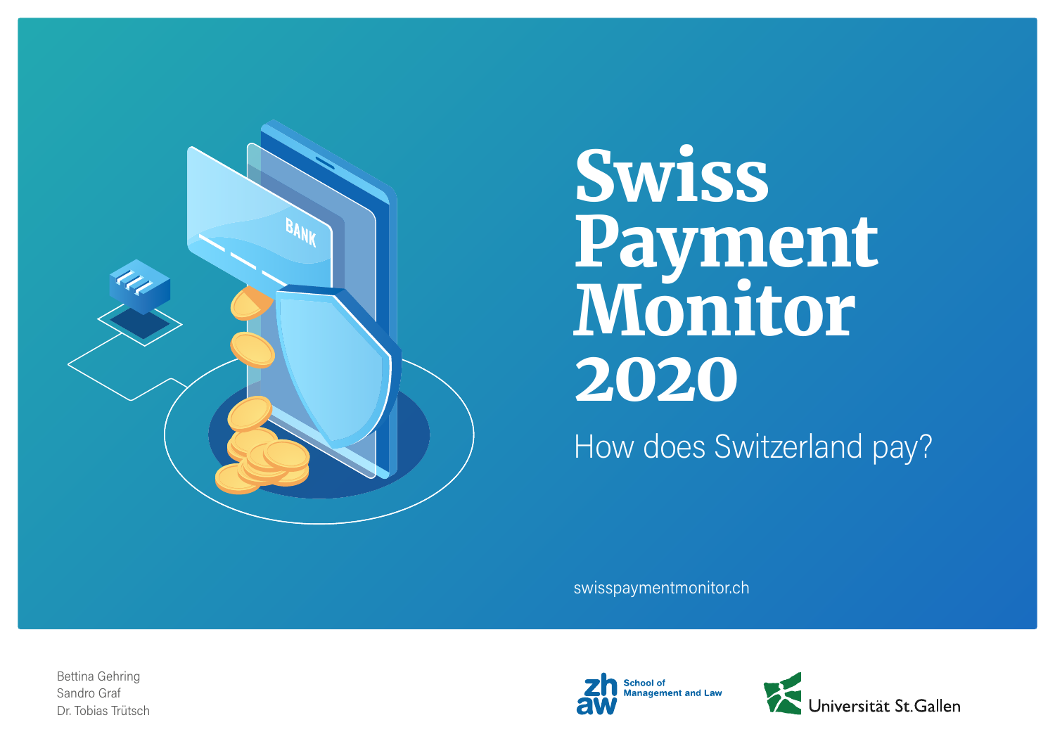# Swiss Payment Monitor 2020

How does Switzerland pay?

swisspaymentmonitor.ch

Bettina Gehring
Sandro Graf
Dr. Tobias Trütsch

zh aw School of Management and Law

Universität St.Gallen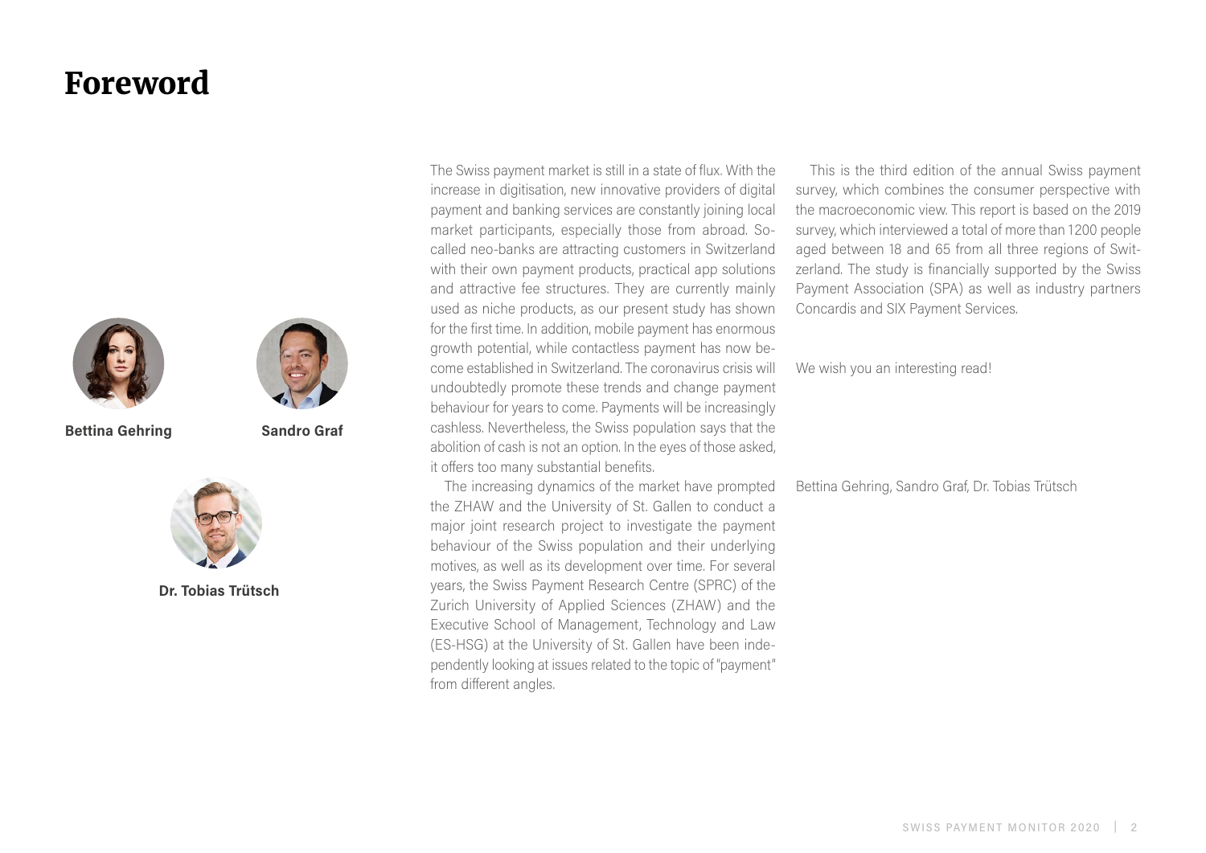# Foreword

**Bettina Gehring** **Sandro Graf**

**Dr. Tobias Trütsch**

The Swiss payment market is still in a state of flux. With the increase in digitisation, new innovative providers of digital payment and banking services are constantly joining local market participants, especially those from abroad. So-called neo-banks are attracting customers in Switzerland with their own payment products, practical app solutions and attractive fee structures. They are currently mainly used as niche products, as our present study has shown for the first time. In addition, mobile payment has enormous growth potential, while contactless payment has now become established in Switzerland. The coronavirus crisis will undoubtedly promote these trends and change payment behaviour for years to come. Payments will be increasingly cashless. Nevertheless, the Swiss population says that the abolition of cash is not an option. In the eyes of those asked, it offers too many substantial benefits.

The increasing dynamics of the market have prompted the ZHAW and the University of St. Gallen to conduct a major joint research project to investigate the payment behaviour of the Swiss population and their underlying motives, as well as its development over time. For several years, the Swiss Payment Research Centre (SPRC) of the Zurich University of Applied Sciences (ZHAW) and the Executive School of Management, Technology and Law (ES-HSG) at the University of St. Gallen have been independently looking at issues related to the topic of "payment" from different angles.

This is the third edition of the annual Swiss payment survey, which combines the consumer perspective with the macroeconomic view. This report is based on the 2019 survey, which interviewed a total of more than 1200 people aged between 18 and 65 from all three regions of Switzerland. The study is financially supported by the Swiss Payment Association (SPA) as well as industry partners Concardis and SIX Payment Services.

We wish you an interesting read!

Bettina Gehring, Sandro Graf, Dr. Tobias Trütsch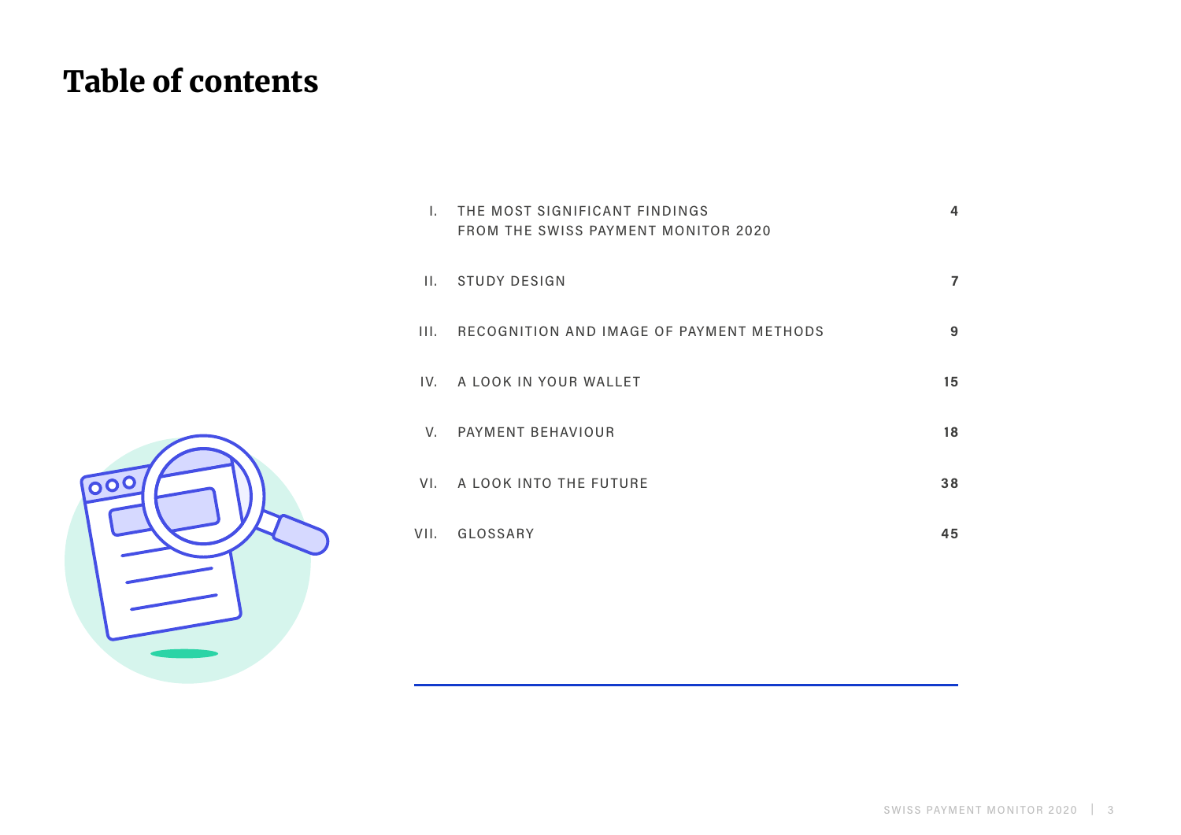# Table of contents

| | | |
|---|---|---|
| I. | THE MOST SIGNIFICANT FINDINGS FROM THE SWISS PAYMENT MONITOR 2020 | 4 |
| II. | STUDY DESIGN | 7 |
| III. | RECOGNITION AND IMAGE OF PAYMENT METHODS | 9 |
| IV. | A LOOK IN YOUR WALLET | 15 |
| V. | PAYMENT BEHAVIOUR | 18 |
| VI. | A LOOK INTO THE FUTURE | 38 |
| VII. | GLOSSARY | 45 |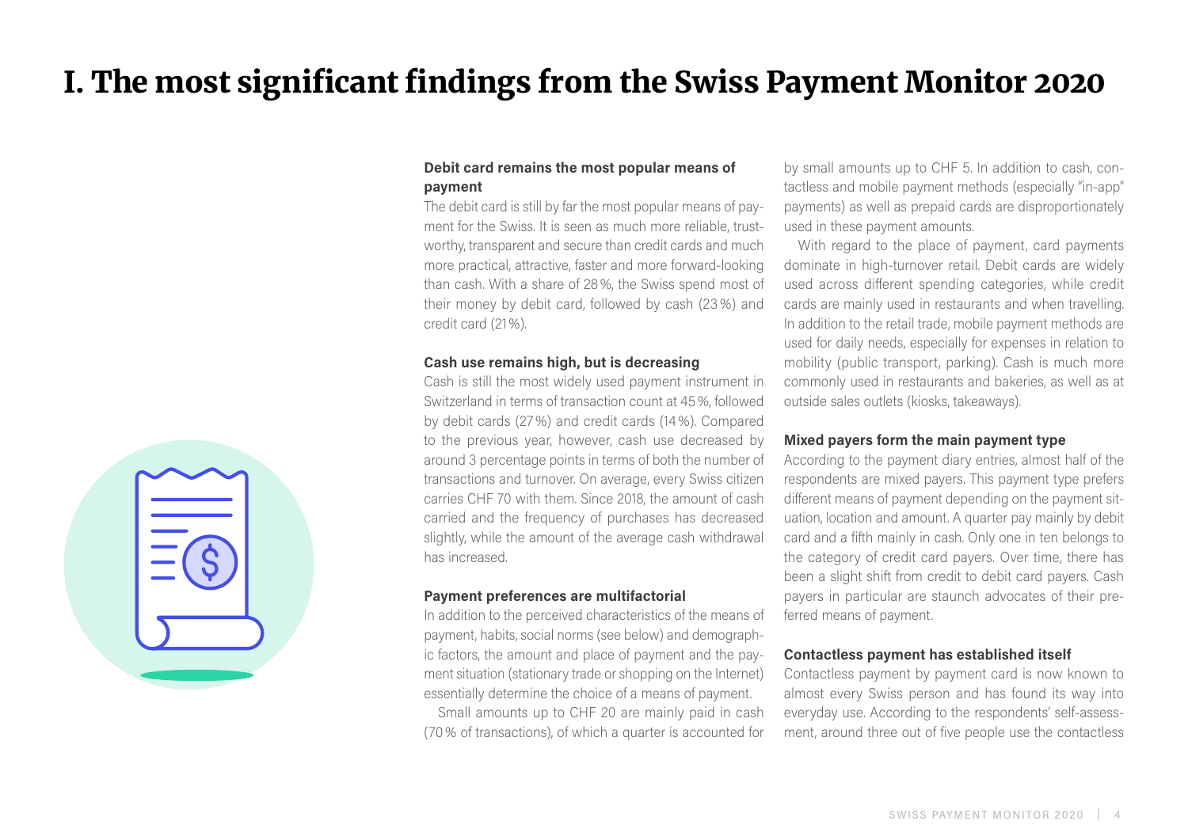# I. The most significant findings from the Swiss Payment Monitor 2020

**Debit card remains the most popular means of payment**

The debit card is still by far the most popular means of payment for the Swiss. It is seen as much more reliable, trustworthy, transparent and secure than credit cards and much more practical, attractive, faster and more forward-looking than cash. With a share of 28 %, the Swiss spend most of their money by debit card, followed by cash (23 %) and credit card (21 %).

**Cash use remains high, but is decreasing**

Cash is still the most widely used payment instrument in Switzerland in terms of transaction count at 45 %, followed by debit cards (27 %) and credit cards (14 %). Compared to the previous year, however, cash use decreased by around 3 percentage points in terms of both the number of transactions and turnover. On average, every Swiss citizen carries CHF 70 with them. Since 2018, the amount of cash carried and the frequency of purchases has decreased slightly, while the amount of the average cash withdrawal has increased.

**Payment preferences are multifactorial**

In addition to the perceived characteristics of the means of payment, habits, social norms (see below) and demographic factors, the amount and place of payment and the payment situation (stationary trade or shopping on the Internet) essentially determine the choice of a means of payment.

Small amounts up to CHF 20 are mainly paid in cash (70 % of transactions), of which a quarter is accounted for by small amounts up to CHF 5. In addition to cash, contactless and mobile payment methods (especially "in-app" payments) as well as prepaid cards are disproportionately used in these payment amounts.

With regard to the place of payment, card payments dominate in high-turnover retail. Debit cards are widely used across different spending categories, while credit cards are mainly used in restaurants and when travelling. In addition to the retail trade, mobile payment methods are used for daily needs, especially for expenses in relation to mobility (public transport, parking). Cash is much more commonly used in restaurants and bakeries, as well as at outside sales outlets (kiosks, takeaways).

**Mixed payers form the main payment type**

According to the payment diary entries, almost half of the respondents are mixed payers. This payment type prefers different means of payment depending on the payment situation, location and amount. A quarter pay mainly by debit card and a fifth mainly in cash. Only one in ten belongs to the category of credit card payers. Over time, there has been a slight shift from credit to debit card payers. Cash payers in particular are staunch advocates of their preferred means of payment.

**Contactless payment has established itself**

Contactless payment by payment card is now known to almost every Swiss person and has found its way into everyday use. According to the respondents' self-assessment, around three out of five people use the contactless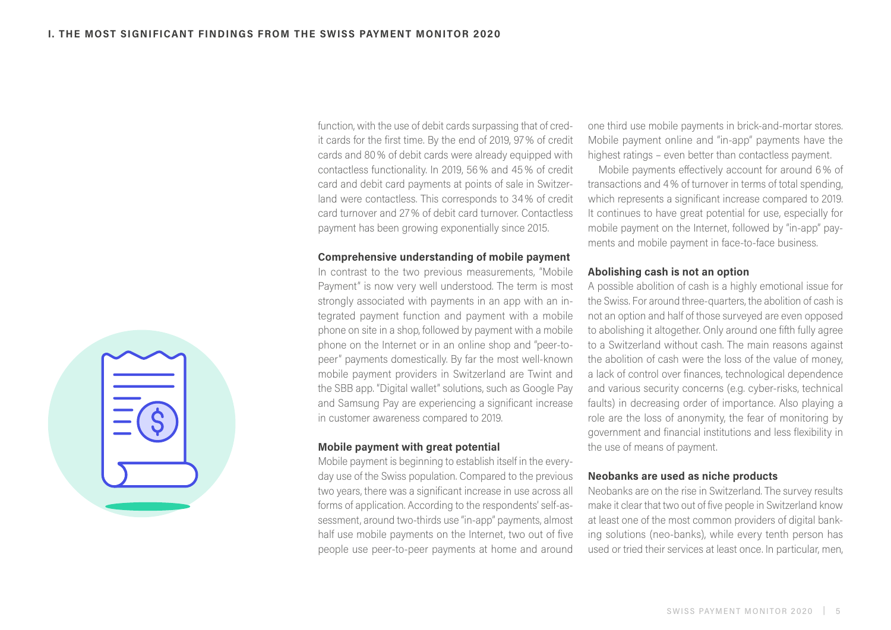function, with the use of debit cards surpassing that of credit cards for the first time. By the end of 2019, 97 % of credit cards and 80 % of debit cards were already equipped with contactless functionality. In 2019, 56 % and 45 % of credit card and debit card payments at points of sale in Switzerland were contactless. This corresponds to 34 % of credit card turnover and 27 % of debit card turnover. Contactless payment has been growing exponentially since 2015.

**Comprehensive understanding of mobile payment**

In contrast to the two previous measurements, "Mobile Payment" is now very well understood. The term is most strongly associated with payments in an app with an integrated payment function and payment with a mobile phone on site in a shop, followed by payment with a mobile phone on the Internet or in an online shop and "peer-to-peer" payments domestically. By far the most well-known mobile payment providers in Switzerland are Twint and the SBB app. "Digital wallet" solutions, such as Google Pay and Samsung Pay are experiencing a significant increase in customer awareness compared to 2019.

**Mobile payment with great potential**

Mobile payment is beginning to establish itself in the everyday use of the Swiss population. Compared to the previous two years, there was a significant increase in use across all forms of application. According to the respondents' self-assessment, around two-thirds use "in-app" payments, almost half use mobile payments on the Internet, two out of five people use peer-to-peer payments at home and around one third use mobile payments in brick-and-mortar stores. Mobile payment online and "in-app" payments have the highest ratings – even better than contactless payment.

Mobile payments effectively account for around 6 % of transactions and 4 % of turnover in terms of total spending, which represents a significant increase compared to 2019. It continues to have great potential for use, especially for mobile payment on the Internet, followed by "in-app" payments and mobile payment in face-to-face business.

**Abolishing cash is not an option**

A possible abolition of cash is a highly emotional issue for the Swiss. For around three-quarters, the abolition of cash is not an option and half of those surveyed are even opposed to abolishing it altogether. Only around one fifth fully agree to a Switzerland without cash. The main reasons against the abolition of cash were the loss of the value of money, a lack of control over finances, technological dependence and various security concerns (e.g. cyber-risks, technical faults) in decreasing order of importance. Also playing a role are the loss of anonymity, the fear of monitoring by government and financial institutions and less flexibility in the use of means of payment.

**Neobanks are used as niche products**

Neobanks are on the rise in Switzerland. The survey results make it clear that two out of five people in Switzerland know at least one of the most common providers of digital banking solutions (neo-banks), while every tenth person has used or tried their services at least once. In particular, men,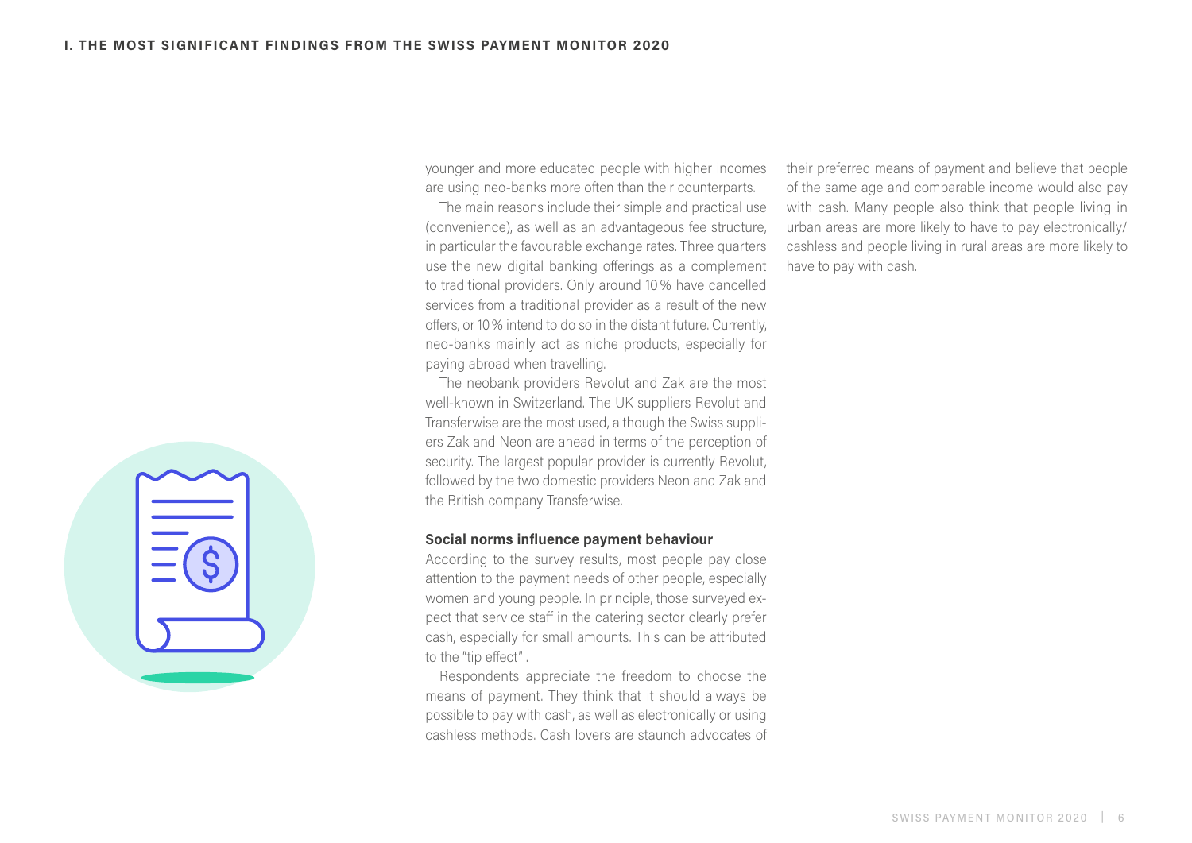younger and more educated people with higher incomes are using neo-banks more often than their counterparts.

The main reasons include their simple and practical use (convenience), as well as an advantageous fee structure, in particular the favourable exchange rates. Three quarters use the new digital banking offerings as a complement to traditional providers. Only around 10 % have cancelled services from a traditional provider as a result of the new offers, or 10 % intend to do so in the distant future. Currently, neo-banks mainly act as niche products, especially for paying abroad when travelling.

The neobank providers Revolut and Zak are the most well-known in Switzerland. The UK suppliers Revolut and Transferwise are the most used, although the Swiss suppliers Zak and Neon are ahead in terms of the perception of security. The largest popular provider is currently Revolut, followed by the two domestic providers Neon and Zak and the British company Transferwise.

### Social norms influence payment behaviour

According to the survey results, most people pay close attention to the payment needs of other people, especially women and young people. In principle, those surveyed expect that service staff in the catering sector clearly prefer cash, especially for small amounts. This can be attributed to the "tip effect".

Respondents appreciate the freedom to choose the means of payment. They think that it should always be possible to pay with cash, as well as electronically or using cashless methods. Cash lovers are staunch advocates of their preferred means of payment and believe that people of the same age and comparable income would also pay with cash. Many people also think that people living in urban areas are more likely to have to pay electronically/ cashless and people living in rural areas are more likely to have to pay with cash.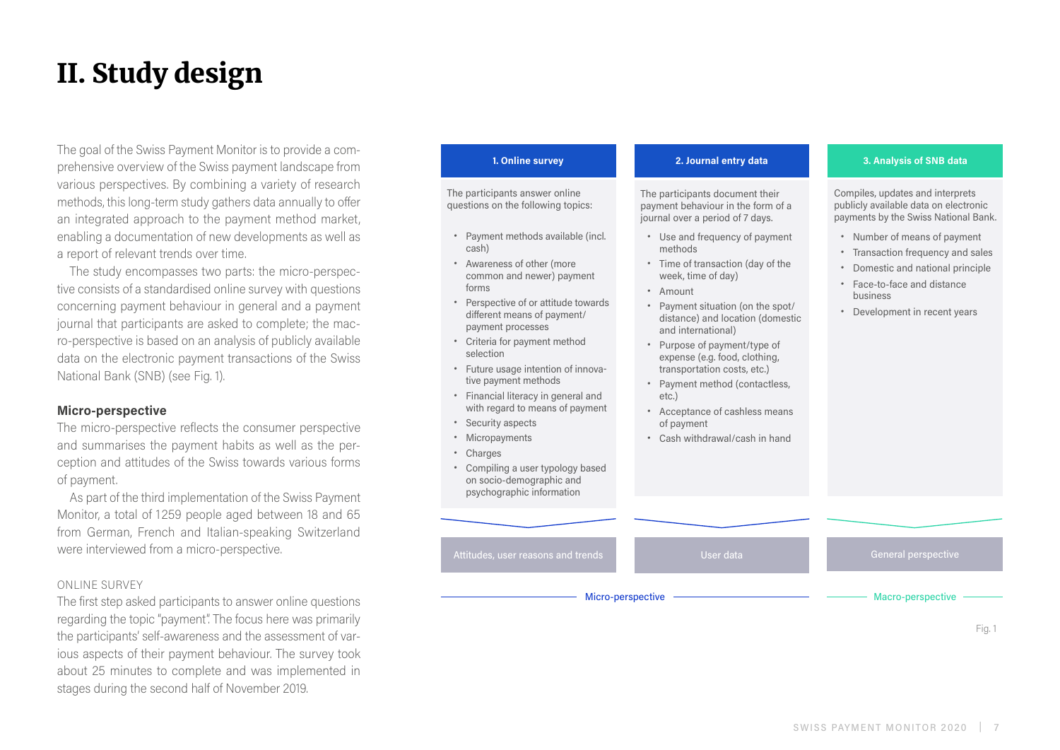# II. Study design

The goal of the Swiss Payment Monitor is to provide a comprehensive overview of the Swiss payment landscape from various perspectives. By combining a variety of research methods, this long-term study gathers data annually to offer an integrated approach to the payment method market, enabling a documentation of new developments as well as a report of relevant trends over time.

The study encompasses two parts: the micro-perspective consists of a standardised online survey with questions concerning payment behaviour in general and a payment journal that participants are asked to complete; the macro-perspective is based on an analysis of publicly available data on the electronic payment transactions of the Swiss National Bank (SNB) (see Fig. 1).

**Micro-perspective**

The micro-perspective reflects the consumer perspective and summarises the payment habits as well as the perception and attitudes of the Swiss towards various forms of payment.

As part of the third implementation of the Swiss Payment Monitor, a total of 1259 people aged between 18 and 65 from German, French and Italian-speaking Switzerland were interviewed from a micro-perspective.

ONLINE SURVEY

The first step asked participants to answer online questions regarding the topic "payment". The focus here was primarily the participants' self-awareness and the assessment of various aspects of their payment behaviour. The survey took about 25 minutes to complete and was implemented in stages during the second half of November 2019.

**1. Online survey**

The participants answer online questions on the following topics:

- Payment methods available (incl. cash)
- Awareness of other (more common and newer) payment forms
- Perspective of or attitude towards different means of payment/payment processes
- Criteria for payment method selection
- Future usage intention of innovative payment methods
- Financial literacy in general and with regard to means of payment
- Security aspects
- Micropayments
- Charges
- Compiling a user typology based on socio-demographic and psychographic information

Attitudes, user reasons and trends

**2. Journal entry data**

The participants document their payment behaviour in the form of a journal over a period of 7 days.

- Use and frequency of payment methods
- Time of transaction (day of the week, time of day)
- Amount
- Payment situation (on the spot/distance) and location (domestic and international)
- Purpose of payment/type of expense (e.g. food, clothing, transportation costs, etc.)
- Payment method (contactless, etc.)
- Acceptance of cashless means of payment
- Cash withdrawal/cash in hand

User data

Micro-perspective

**3. Analysis of SNB data**

Compiles, updates and interprets publicly available data on electronic payments by the Swiss National Bank.

- Number of means of payment
- Transaction frequency and sales
- Domestic and national principle
- Face-to-face and distance business
- Development in recent years

General perspective

Macro-perspective

Fig. 1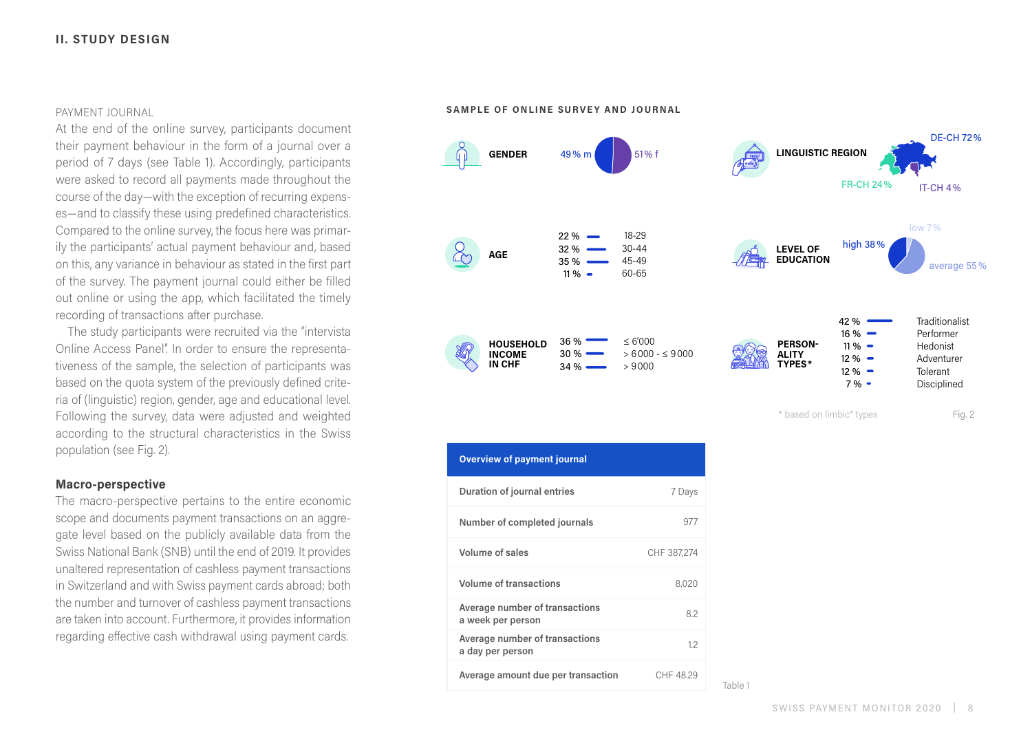PAYMENT JOURNAL

At the end of the online survey, participants document their payment behaviour in the form of a journal over a period of 7 days (see Table 1). Accordingly, participants were asked to record all payments made throughout the course of the day—with the exception of recurring expenses—and to classify these using predefined characteristics. Compared to the online survey, the focus here was primarily the participants' actual payment behaviour and, based on this, any variance in behaviour as stated in the first part of the survey. The payment journal could either be filled out online or using the app, which facilitated the timely recording of transactions after purchase.

The study participants were recruited via the "intervista Online Access Panel". In order to ensure the representativeness of the sample, the selection of participants was based on the quota system of the previously defined criteria of (linguistic) region, gender, age and educational level. Following the survey, data were adjusted and weighted according to the structural characteristics in the Swiss population (see Fig. 2).

### Macro-perspective

The macro-perspective pertains to the entire economic scope and documents payment transactions on an aggregate level based on the publicly available data from the Swiss National Bank (SNB) until the end of 2019. It provides unaltered representation of cashless payment transactions in Switzerland and with Swiss payment cards abroad; both the number and turnover of cashless payment transactions are taken into account. Furthermore, it provides information regarding effective cash withdrawal using payment cards.

**SAMPLE OF ONLINE SURVEY AND JOURNAL**

GENDER
49 % m
51 % f

LINGUISTIC REGION
DE-CH 72 %
FR-CH 24 %
IT-CH 4 %

AGE
22 % 18-29
32 % 30-44
35 % 45-49
11 % 60-65

LEVEL OF EDUCATION
high 38 %
low 7 %
average 55 %

HOUSEHOLD INCOME IN CHF
36 % ≤ 6'000
30 % > 6000 - ≤ 9000
34 % > 9000

PERSONALITY TYPES*
42 % Traditionalist
16 % Performer
11 % Hedonist
12 % Adventurer
12 % Tolerant
7 % Disciplined

\* based on limbic® types

Fig. 2

| Overview of payment journal | |
|---|---|
| Duration of journal entries | 7 Days |
| Number of completed journals | 977 |
| Volume of sales | CHF 387,274 |
| Volume of transactions | 8,020 |
| Average number of transactions a week per person | 8.2 |
| Average number of transactions a day per person | 1.2 |
| Average amount due per transaction | CHF 48.29 |

Table 1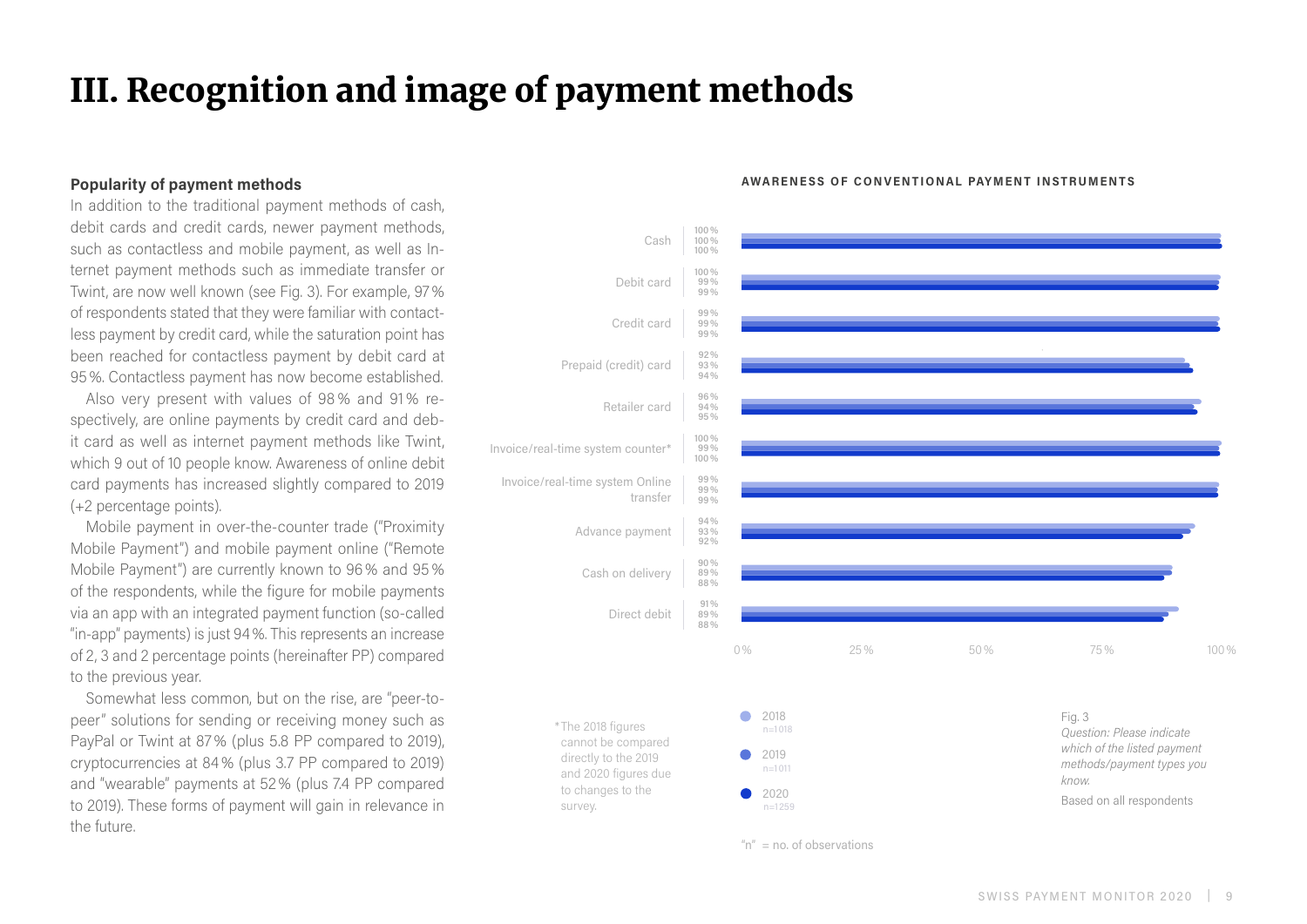# III. Recognition and image of payment methods

**Popularity of payment methods**

In addition to the traditional payment methods of cash, debit cards and credit cards, newer payment methods, such as contactless and mobile payment, as well as Internet payment methods such as immediate transfer or Twint, are now well known (see Fig. 3). For example, 97 % of respondents stated that they were familiar with contactless payment by credit card, while the saturation point has been reached for contactless payment by debit card at 95 %. Contactless payment has now become established.

Also very present with values of 98 % and 91 % respectively, are online payments by credit card and debit card as well as internet payment methods like Twint, which 9 out of 10 people know. Awareness of online debit card payments has increased slightly compared to 2019 (+2 percentage points).

Mobile payment in over-the-counter trade ("Proximity Mobile Payment") and mobile payment online ("Remote Mobile Payment") are currently known to 96 % and 95 % of the respondents, while the figure for mobile payments via an app with an integrated payment function (so-called "in-app" payments) is just 94 %. This represents an increase of 2, 3 and 2 percentage points (hereinafter PP) compared to the previous year.

Somewhat less common, but on the rise, are "peer-to-peer" solutions for sending or receiving money such as PayPal or Twint at 87 % (plus 5.8 PP compared to 2019), cryptocurrencies at 84 % (plus 3.7 PP compared to 2019) and "wearable" payments at 52 % (plus 7.4 PP compared to 2019). These forms of payment will gain in relevance in the future.

**AWARENESS OF CONVENTIONAL PAYMENT INSTRUMENTS**

Cash 100 % 100 % 100 %
Debit card 100 % 99 % 99 %
Credit card 99 % 99 % 99 %
Prepaid (credit) card 92 % 93 % 94 %
Retailer card 96 % 94 % 95 %
Invoice/real-time system counter* 100 % 99 % 100 %
Invoice/real-time system Online transfer 99 % 99 % 99 %
Advance payment 94 % 93 % 92 %
Cash on delivery 90 % 89 % 88 %
Direct debit 91 % 89 % 88 %

0 % 25 % 50 % 75 % 100 %

*The 2018 figures cannot be compared directly to the 2019 and 2020 figures due to changes to the survey.

2018 n=1018
2019 n=1011
2020 n=1259

"n" = no. of observations

Fig. 3
*Question: Please indicate which of the listed payment methods/payment types you know.*
Based on all respondents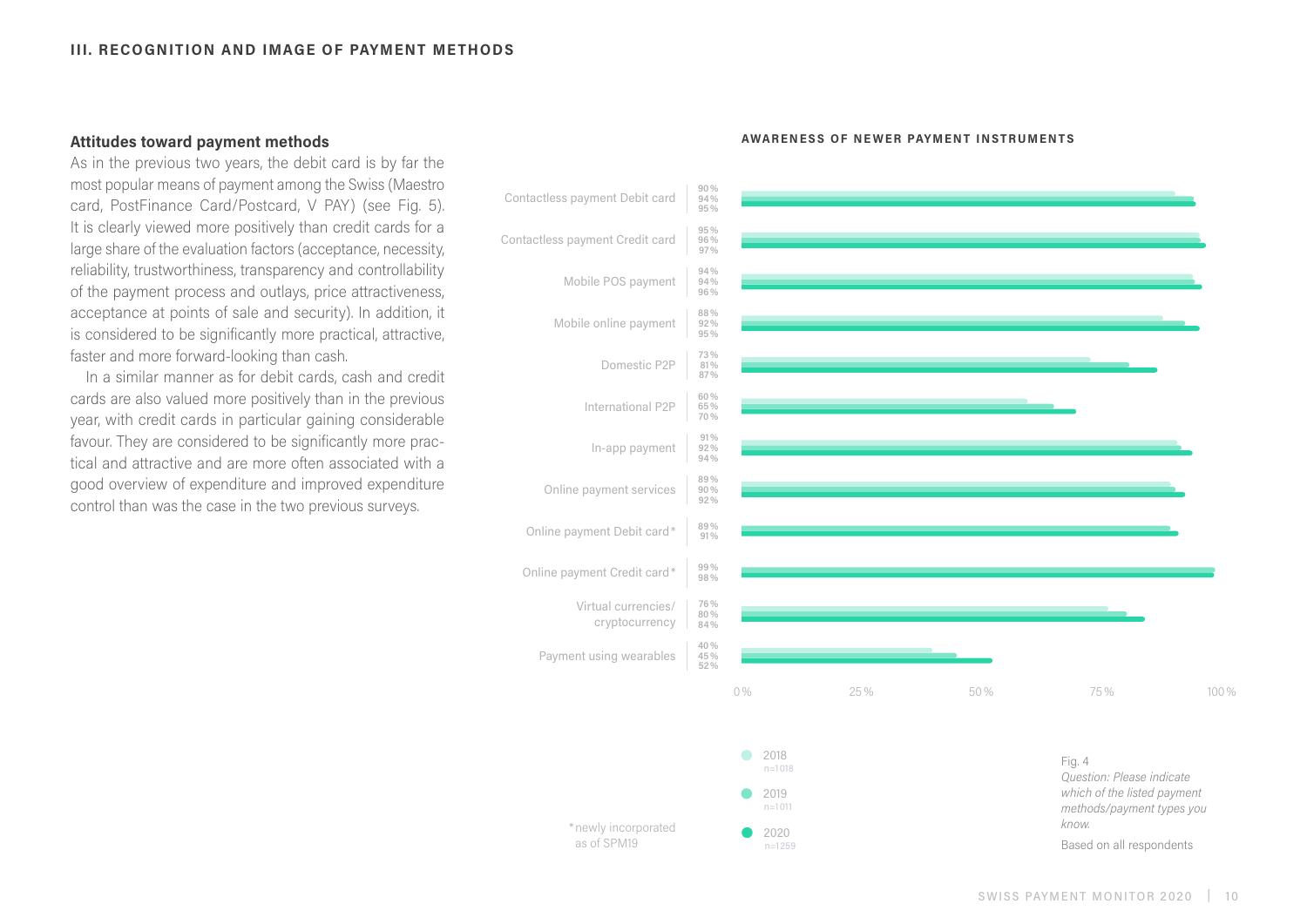### Attitudes toward payment methods

As in the previous two years, the debit card is by far the most popular means of payment among the Swiss (Maestro card, PostFinance Card/Postcard, V PAY) (see Fig. 5). It is clearly viewed more positively than credit cards for a large share of the evaluation factors (acceptance, necessity, reliability, trustworthiness, transparency and controllability of the payment process and outlays, price attractiveness, acceptance at points of sale and security). In addition, it is considered to be significantly more practical, attractive, faster and more forward-looking than cash.

In a similar manner as for debit cards, cash and credit cards are also valued more positively than in the previous year, with credit cards in particular gaining considerable favour. They are considered to be significantly more practical and attractive and are more often associated with a good overview of expenditure and improved expenditure control than was the case in the two previous surveys.

**AWARENESS OF NEWER PAYMENT INSTRUMENTS**

Contactless payment Debit card: 90 %, 94 %, 95 %
Contactless payment Credit card: 95 %, 96 %, 97 %
Mobile POS payment: 94 %, 94 %, 96 %
Mobile online payment: 88 %, 92 %, 95 %
Domestic P2P: 73 %, 81 %, 87 %
International P2P: 60 %, 65 %, 70 %
In-app payment: 91 %, 92 %, 94 %
Online payment services: 89 %, 90 %, 92 %
Online payment Debit card*: 89 %, 91 %
Online payment Credit card*: 99 %, 98 %
Virtual currencies/ cryptocurrency: 76 %, 80 %, 84 %
Payment using wearables: 40 %, 45 %, 52 %

0 % 25 % 50 % 75 % 100 %

2018 n=1018
2019 n=1011
2020 n=1259

*newly incorporated as of SPM19

Fig. 4
*Question: Please indicate which of the listed payment methods/payment types you know.*
Based on all respondents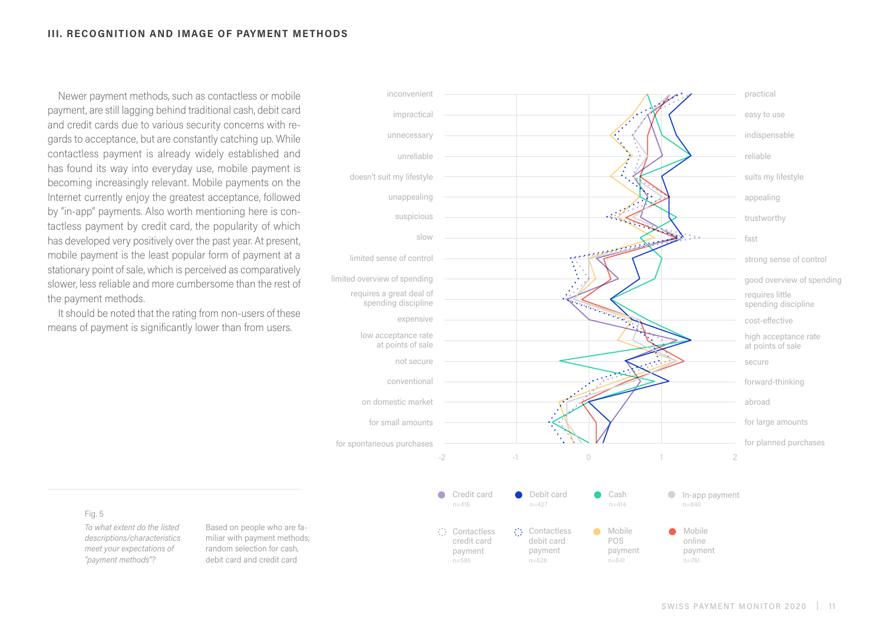## III. RECOGNITION AND IMAGE OF PAYMENT METHODS

Newer payment methods, such as contactless or mobile payment, are still lagging behind traditional cash, debit card and credit cards due to various security concerns with regards to acceptance, but are constantly catching up. While contactless payment is already widely established and has found its way into everyday use, mobile payment is becoming increasingly relevant. Mobile payments on the Internet currently enjoy the greatest acceptance, followed by "in-app" payments. Also worth mentioning here is contactless payment by credit card, the popularity of which has developed very positively over the past year. At present, mobile payment is the least popular form of payment at a stationary point of sale, which is perceived as comparatively slower, less reliable and more cumbersome than the rest of the payment methods.

It should be noted that the rating from non-users of these means of payment is significantly lower than from users.

inconvenient – practical
impractical – easy to use
unnecessary – indispensable
unreliable – reliable
doesn't suit my lifestyle – suits my lifestyle
unappealing – appealing
suspicious – trustworthy
slow – fast
limited sense of control – strong sense of control
limited overview of spending – good overview of spending
requires a great deal of spending discipline – requires little spending discipline
expensive – cost-effective
low acceptance rate at points of sale – high acceptance rate at points of sale
not secure – secure
conventional – forward-thinking
on domestic market – abroad
for small amounts – for large amounts
for spontaneous purchases – for planned purchases

-2 -1 0 1 2

Credit card n=416
Debit card n=427
Cash n=414
In-app payment n=840
Contactless credit card payment n=586
Contactless debit card payment n=628
Mobile POS payment n=841
Mobile online payment n=761

Fig. 5

*To what extent do the listed descriptions/characteristics meet your expectations of "payment methods"?*

Based on people who are familiar with payment methods; random selection for cash, debit card and credit card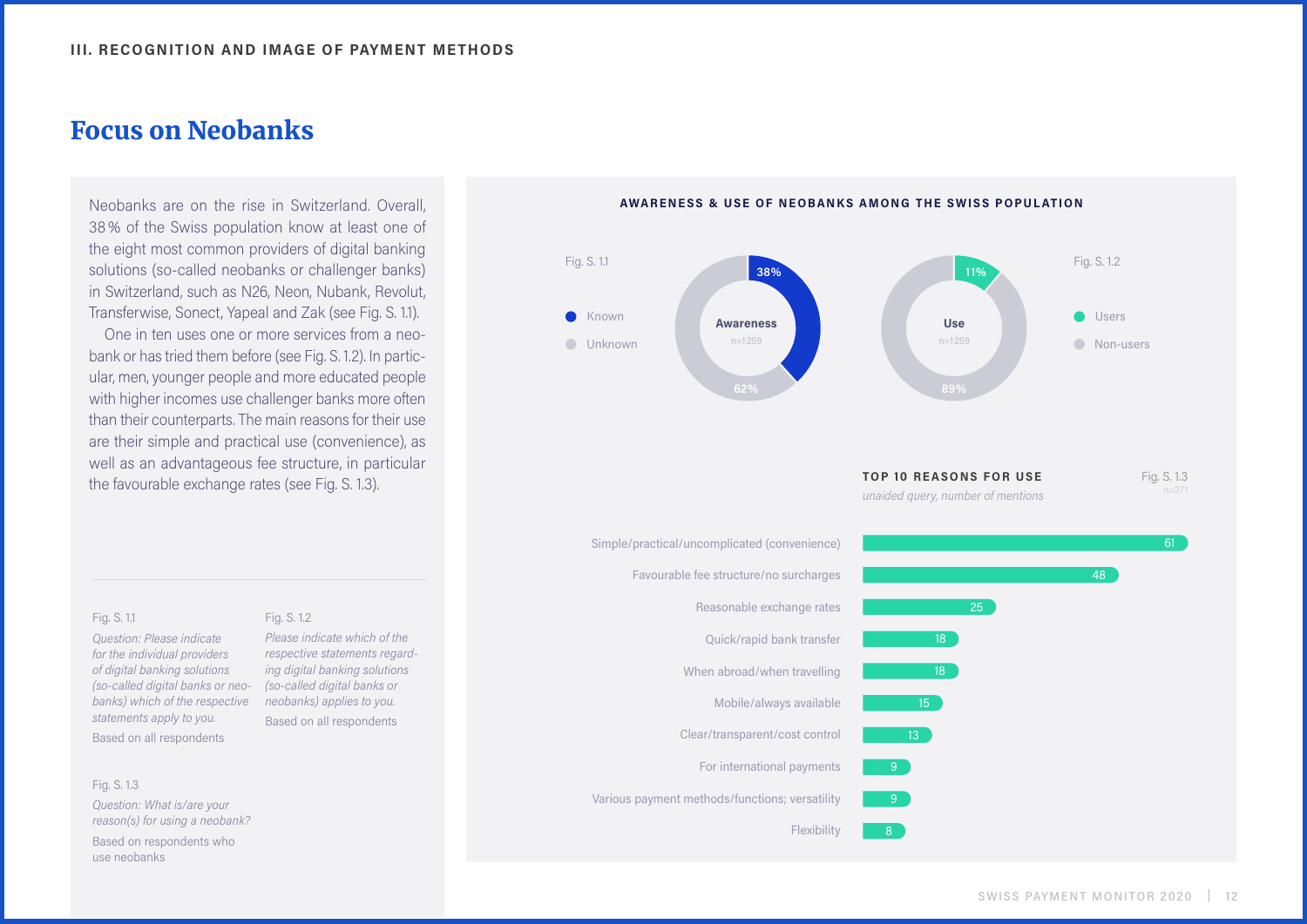## Focus on Neobanks

Neobanks are on the rise in Switzerland. Overall, 38 % of the Swiss population know at least one of the eight most common providers of digital banking solutions (so-called neobanks or challenger banks) in Switzerland, such as N26, Neon, Nubank, Revolut, Transferwise, Sonect, Yapeal and Zak (see Fig. S. 1.1).

One in ten uses one or more services from a neobank or has tried them before (see Fig. S. 1.2). In particular, men, younger people and more educated people with higher incomes use challenger banks more often than their counterparts. The main reasons for their use are their simple and practical use (convenience), as well as an advantageous fee structure, in particular the favourable exchange rates (see Fig. S. 1.3).

Fig. S. 1.1

*Question: Please indicate for the individual providers of digital banking solutions (so-called digital banks or neobanks) which of the respective statements apply to you.*

Based on all respondents

Fig. S. 1.2

*Please indicate which of the respective statements regarding digital banking solutions (so-called digital banks or neobanks) applies to you.*

Based on all respondents

Fig. S. 1.3

*Question: What is/are your reason(s) for using a neobank?*

Based on respondents who use neobanks

**AWARENESS & USE OF NEOBANKS AMONG THE SWISS POPULATION**

Fig. S. 1.1

Known
Unknown

Awareness
n=1259
38%
62%

Use
n=1259
11%
89%

Fig. S. 1.2

Users
Non-users

**TOP 10 REASONS FOR USE**

*unaided query, number of mentions*

Fig. S. 1.3
n=271

Simple/practical/uncomplicated (convenience) 61
Favourable fee structure/no surcharges 48
Reasonable exchange rates 25
Quick/rapid bank transfer 18
When abroad/when travelling 18
Mobile/always available 15
Clear/transparent/cost control 13
For international payments 9
Various payment methods/functions; versatility 9
Flexibility 8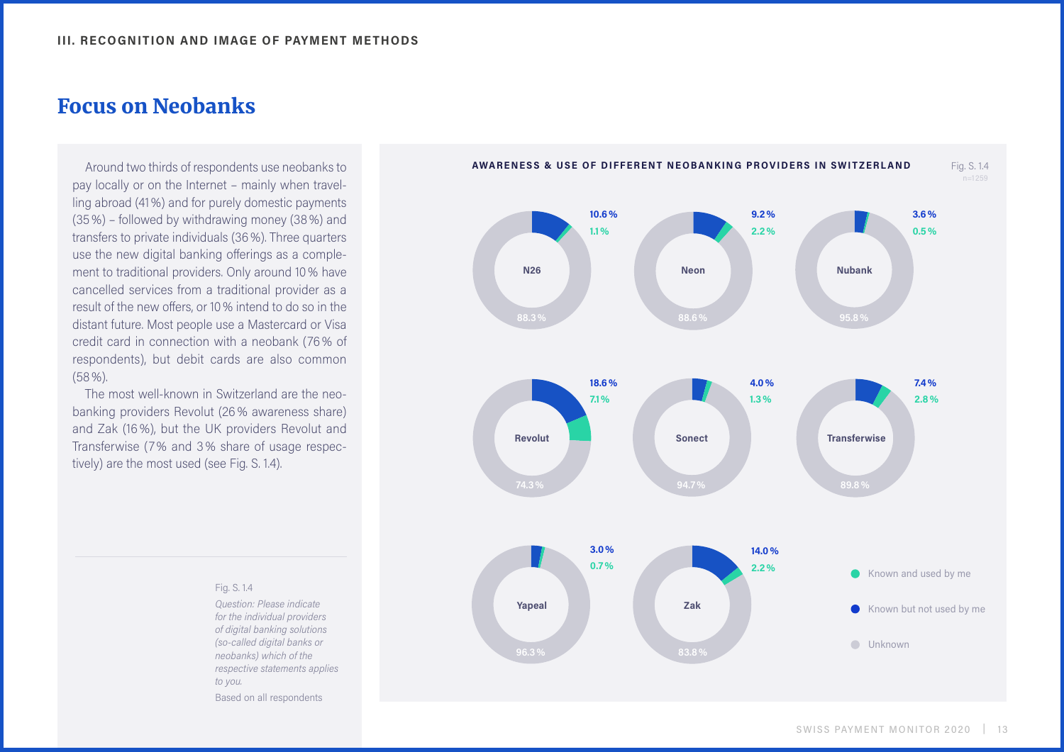## Focus on Neobanks

Around two thirds of respondents use neobanks to pay locally or on the Internet – mainly when travelling abroad (41%) and for purely domestic payments (35%) – followed by withdrawing money (38%) and transfers to private individuals (36%). Three quarters use the new digital banking offerings as a complement to traditional providers. Only around 10% have cancelled services from a traditional provider as a result of the new offers, or 10% intend to do so in the distant future. Most people use a Mastercard or Visa credit card in connection with a neobank (76% of respondents), but debit cards are also common (58%).

The most well-known in Switzerland are the neobanking providers Revolut (26% awareness share) and Zak (16%), but the UK providers Revolut and Transferwise (7% and 3% share of usage respectively) are the most used (see Fig. S. 1.4).

**AWARENESS & USE OF DIFFERENT NEOBANKING PROVIDERS IN SWITZERLAND**

Fig. S. 1.4

n=1259

N26
10.6%
1.1%
88.3%

Neon
9.2%
2.2%
88.6%

Nubank
3.6%
0.5%
95.8%

Revolut
18.6%
7.1%
74.3%

Sonect
4.0%
1.3%
94.7%

Transferwise
7.4%
2.8%
89.8%

Yapeal
3.0%
0.7%
96.3%

Zak
14.0%
2.2%
83.8%

Known and used by me

Known but not used by me

Unknown

Fig. S. 1.4

*Question: Please indicate for the individual providers of digital banking solutions (so-called digital banks or neobanks) which of the respective statements applies to you.*

Based on all respondents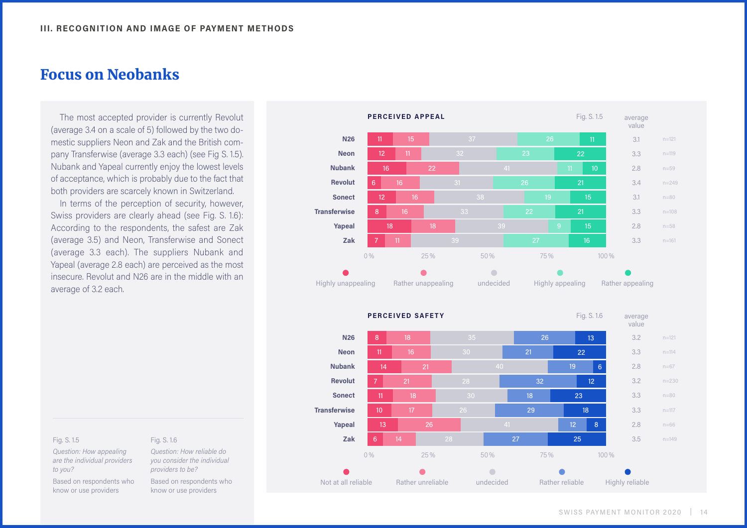III. RECOGNITION AND IMAGE OF PAYMENT METHODS

# Focus on Neobanks

The most accepted provider is currently Revolut (average 3.4 on a scale of 5) followed by the two domestic suppliers Neon and Zak and the British company Transferwise (average 3.3 each) (see Fig S. 1.5). Nubank and Yapeal currently enjoy the lowest levels of acceptance, which is probably due to the fact that both providers are scarcely known in Switzerland.

In terms of the perception of security, however, Swiss providers are clearly ahead (see Fig. S. 1.6): According to the respondents, the safest are Zak (average 3.5) and Neon, Transferwise and Sonect (average 3.3 each). The suppliers Nubank and Yapeal (average 2.8 each) are perceived as the most insecure. Revolut and N26 are in the middle with an average of 3.2 each.

**PERCEIVED APPEAL** Fig. S. 1.5

average value

N26: 11, 15, 37, 26, 11 — 3.1 — n=121
Neon: 12, 11, 32, 23, 22 — 3.3 — n=119
Nubank: 16, 22, 41, 11, 10 — 2.8 — n=59
Revolut: 6, 16, 31, 26, 21 — 3.4 — n=249
Sonect: 12, 16, 38, 19, 15 — 3.1 — n=80
Transferwise: 8, 16, 33, 22, 21 — 3.3 — n=108
Yapeal: 18, 18, 39, 9, 15 — 2.8 — n=58
Zak: 7, 11, 39, 27, 16 — 3.3 — n=161

0% 25% 50% 75% 100%

Highly unappealing · Rather unappealing · undecided · Highly appealing · Rather appealing

**PERCEIVED SAFETY** Fig. S. 1.6

average value

N26: 8, 18, 35, 26, 13 — 3.2 — n=121
Neon: 11, 16, 30, 21, 22 — 3.3 — n=114
Nubank: 14, 21, 40, 19, 6 — 2.8 — n=67
Revolut: 7, 21, 28, 32, 12 — 3.2 — n=230
Sonect: 11, 18, 30, 18, 23 — 3.3 — n=80
Transferwise: 10, 17, 26, 29, 18 — 3.3 — n=117
Yapeal: 13, 26, 41, 12, 8 — 2.8 — n=66
Zak: 6, 14, 28, 27, 25 — 3.5 — n=149

0% 25% 50% 75% 100%

Not at all reliable · Rather unreliable · undecided · Rather reliable · Highly reliable

Fig. S. 1.5

*Question: How appealing are the individual providers to you?*

Based on respondents who know or use providers

Fig. S. 1.6

*Question: How reliable do you consider the individual providers to be?*

Based on respondents who know or use providers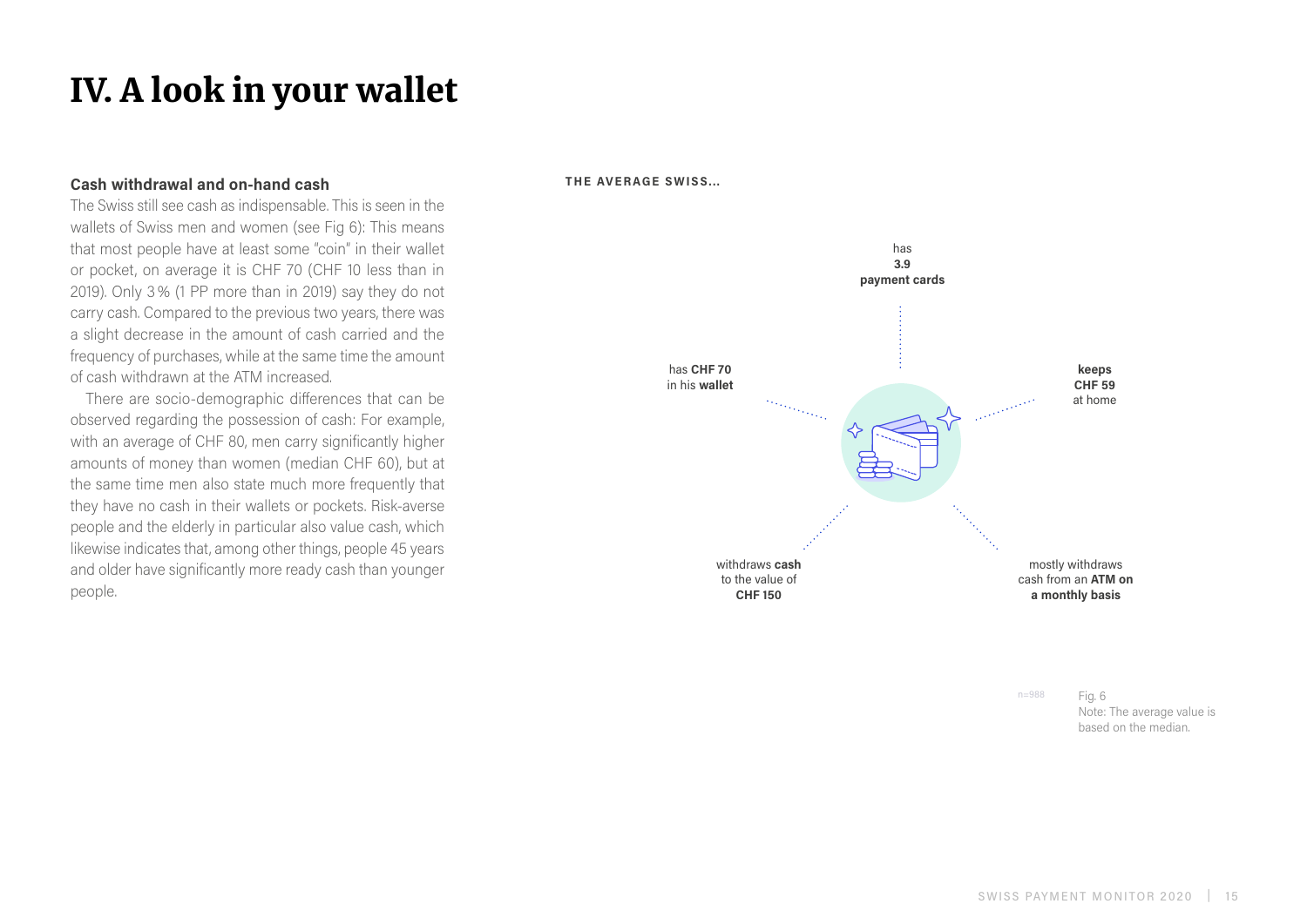# IV. A look in your wallet

### Cash withdrawal and on-hand cash

The Swiss still see cash as indispensable. This is seen in the wallets of Swiss men and women (see Fig 6): This means that most people have at least some "coin" in their wallet or pocket, on average it is CHF 70 (CHF 10 less than in 2019). Only 3 % (1 PP more than in 2019) say they do not carry cash. Compared to the previous two years, there was a slight decrease in the amount of cash carried and the frequency of purchases, while at the same time the amount of cash withdrawn at the ATM increased.

There are socio-demographic differences that can be observed regarding the possession of cash: For example, with an average of CHF 80, men carry significantly higher amounts of money than women (median CHF 60), but at the same time men also state much more frequently that they have no cash in their wallets or pockets. Risk-averse people and the elderly in particular also value cash, which likewise indicates that, among other things, people 45 years and older have significantly more ready cash than younger people.

**THE AVERAGE SWISS...**

has **3.9 payment cards**

has **CHF 70** in his **wallet**

**keeps CHF 59** at home

withdraws **cash** to the value of **CHF 150**

mostly withdraws cash from an **ATM on a monthly basis**

n=988

Fig. 6
Note: The average value is based on the median.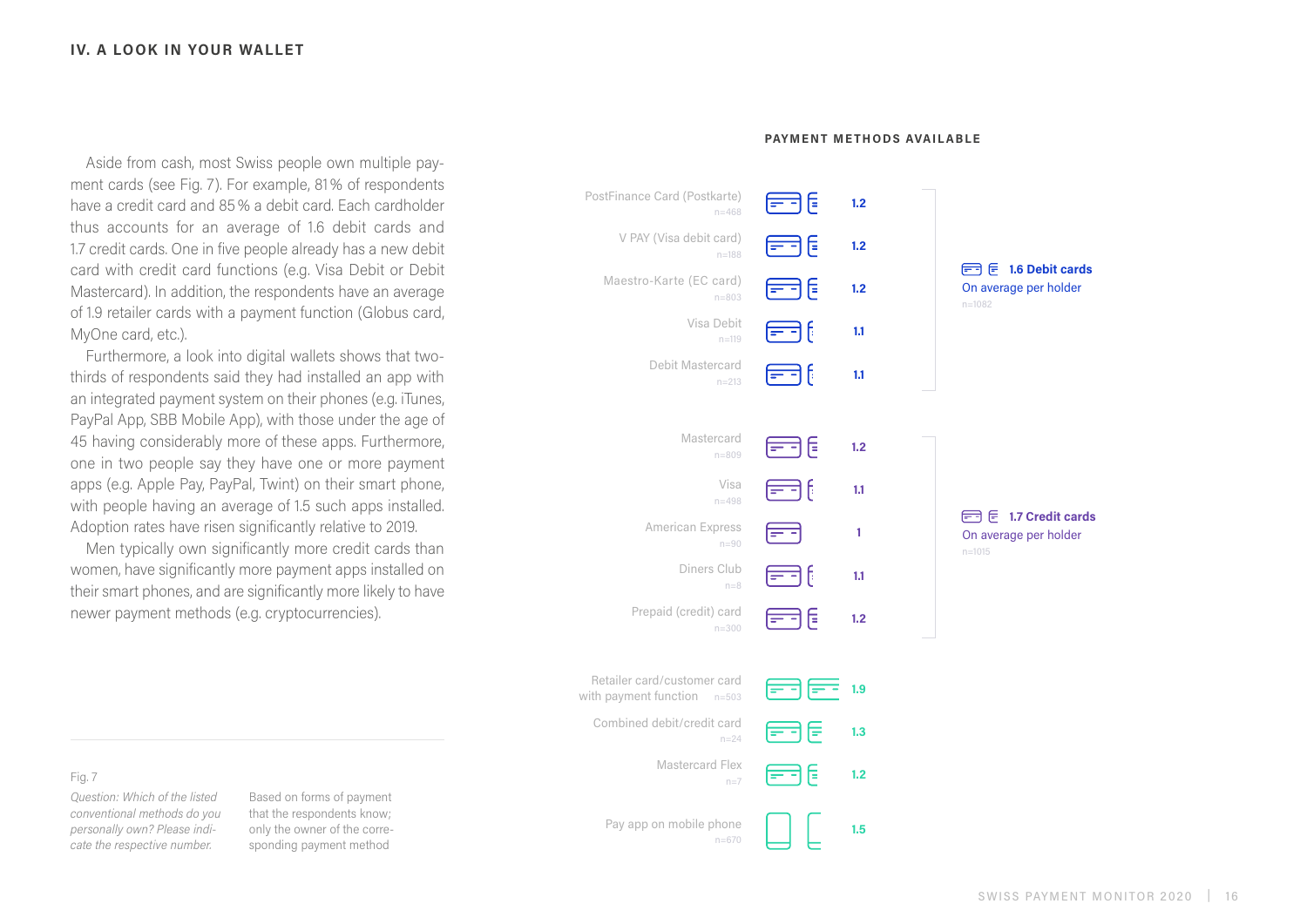## IV. A LOOK IN YOUR WALLET

Aside from cash, most Swiss people own multiple payment cards (see Fig. 7). For example, 81% of respondents have a credit card and 85% a debit card. Each cardholder thus accounts for an average of 1.6 debit cards and 1.7 credit cards. One in five people already has a new debit card with credit card functions (e.g. Visa Debit or Debit Mastercard). In addition, the respondents have an average of 1.9 retailer cards with a payment function (Globus card, MyOne card, etc.).

Furthermore, a look into digital wallets shows that two-thirds of respondents said they had installed an app with an integrated payment system on their phones (e.g. iTunes, PayPal App, SBB Mobile App), with those under the age of 45 having considerably more of these apps. Furthermore, one in two people say they have one or more payment apps (e.g. Apple Pay, PayPal, Twint) on their smart phone, with people having an average of 1.5 such apps installed. Adoption rates have risen significantly relative to 2019.

Men typically own significantly more credit cards than women, have significantly more payment apps installed on their smart phones, and are significantly more likely to have newer payment methods (e.g. cryptocurrencies).

**PAYMENT METHODS AVAILABLE**

PostFinance Card (Postkarte) n=468 1.2
V PAY (Visa debit card) n=188 1.2
Maestro-Karte (EC card) n=803 1.2
Visa Debit n=119 1.1
Debit Mastercard n=213 1.1

**1.6 Debit cards**
On average per holder
n=1082

Mastercard n=809 1.2
Visa n=498 1.1
American Express n=90 1
Diners Club n=8 1.1
Prepaid (credit) card n=300 1.2

**1.7 Credit cards**
On average per holder
n=1015

Retailer card/customer card with payment function n=503 1.9
Combined debit/credit card n=24 1.3
Mastercard Flex n=7 1.2
Pay app on mobile phone n=670 1.5

Fig. 7

*Question: Which of the listed conventional methods do you personally own? Please indicate the respective number.*

Based on forms of payment that the respondents know; only the owner of the corresponding payment method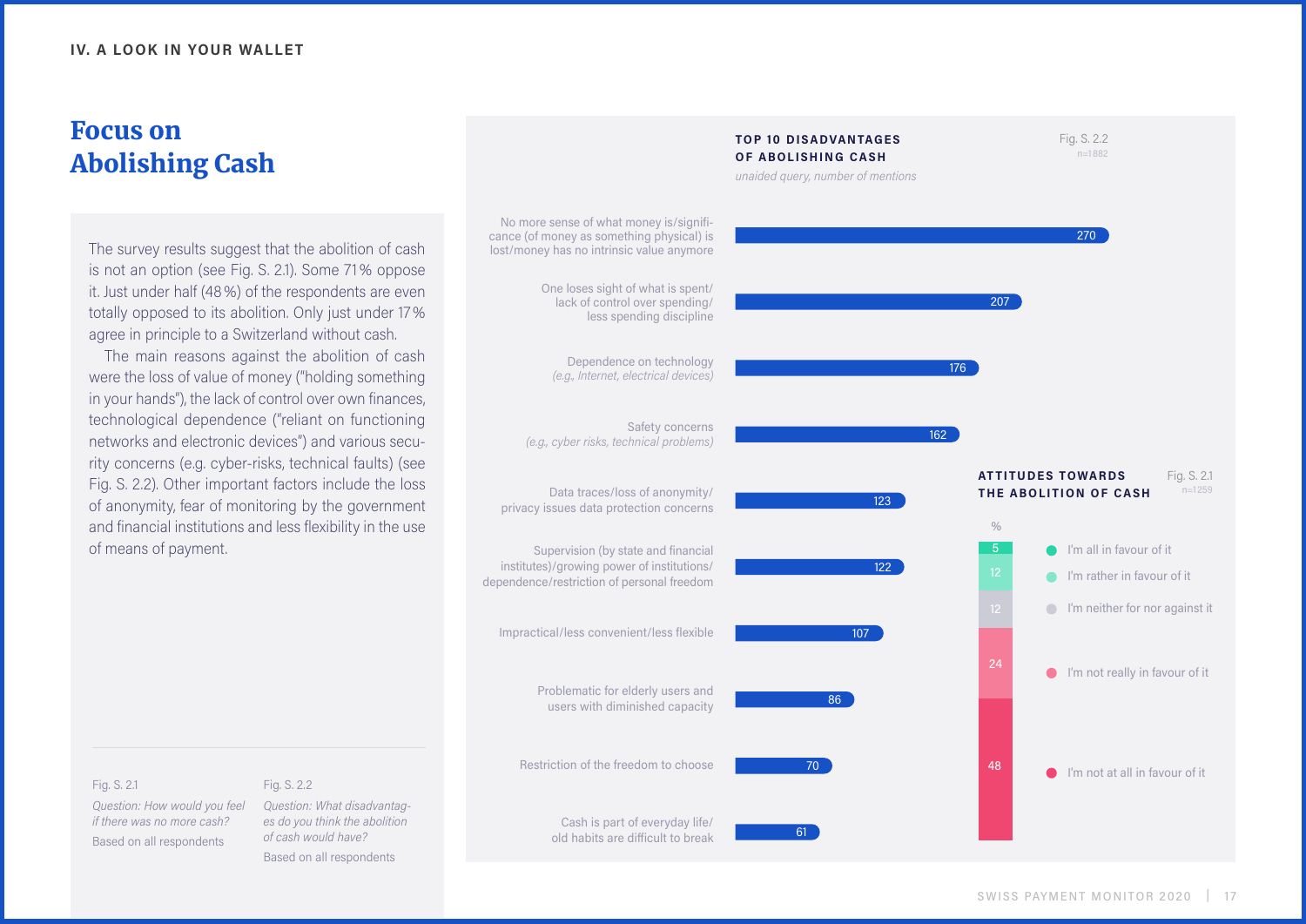# Focus on Abolishing Cash

The survey results suggest that the abolition of cash is not an option (see Fig. S. 2.1). Some 71 % oppose it. Just under half (48 %) of the respondents are even totally opposed to its abolition. Only just under 17 % agree in principle to a Switzerland without cash.

The main reasons against the abolition of cash were the loss of value of money ("holding something in your hands"), the lack of control over own finances, technological dependence ("reliant on functioning networks and electronic devices") and various security concerns (e.g. cyber-risks, technical faults) (see Fig. S. 2.2). Other important factors include the loss of anonymity, fear of monitoring by the government and financial institutions and less flexibility in the use of means of payment.

Fig. S. 2.1
*Question: How would you feel if there was no more cash?*
Based on all respondents

Fig. S. 2.2
*Question: What disadvantages do you think the abolition of cash would have?*
Based on all respondents

**TOP 10 DISADVANTAGES OF ABOLISHING CASH**
*unaided query, number of mentions*
Fig. S. 2.2
n=1882

No more sense of what money is/significance (of money as something physical) is lost/money has no intrinsic value anymore 270
One loses sight of what is spent/lack of control over spending/less spending discipline 207
Dependence on technology *(e.g., Internet, electrical devices)* 176
Safety concerns *(e.g., cyber risks, technical problems)* 162
Data traces/loss of anonymity/privacy issues data protection concerns 123
Supervision (by state and financial institutes)/growing power of institutions/dependence/restriction of personal freedom 122
Impractical/less convenient/less flexible 107
Problematic for elderly users and users with diminished capacity 86
Restriction of the freedom to choose 70
Cash is part of everyday life/old habits are difficult to break 61

**ATTITUDES TOWARDS THE ABOLITION OF CASH**
Fig. S. 2.1
n=1259

%
5 I'm all in favour of it
12 I'm rather in favour of it
12 I'm neither for nor against it
24 I'm not really in favour of it
48 I'm not at all in favour of it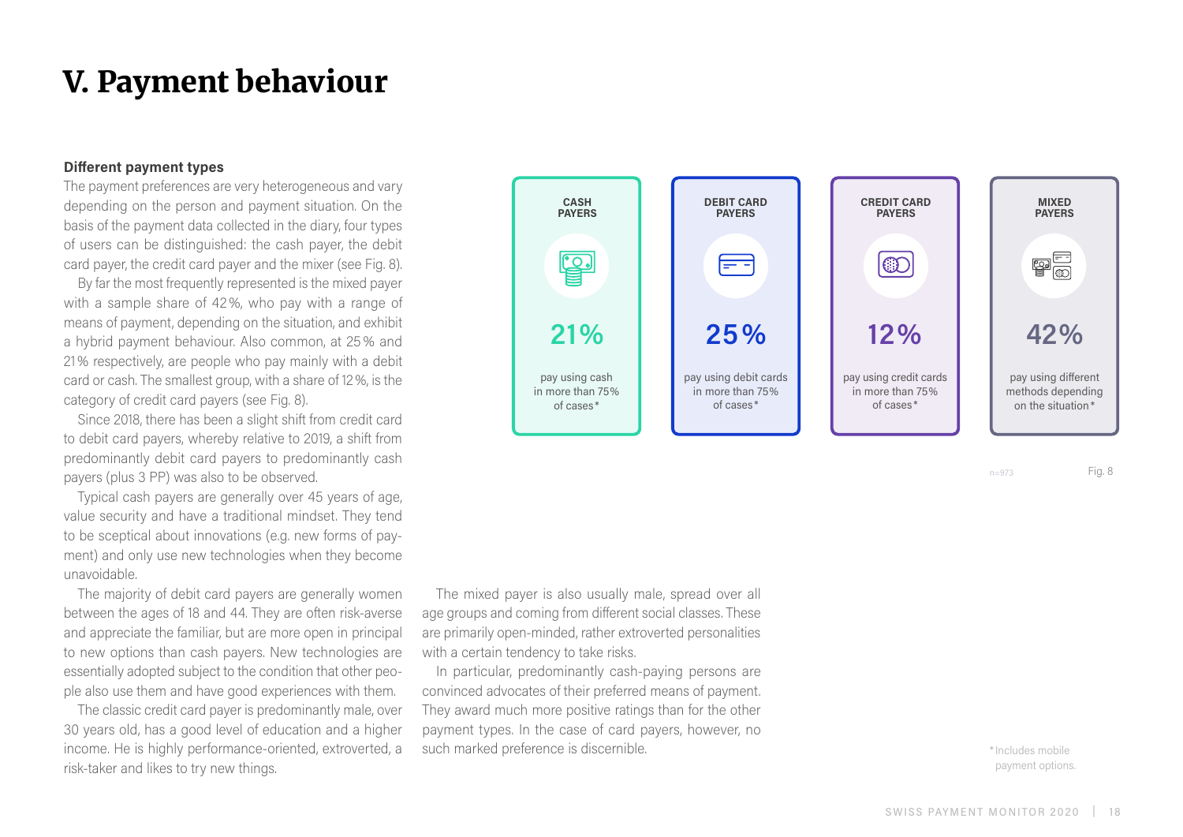# V. Payment behaviour

**Different payment types**

The payment preferences are very heterogeneous and vary depending on the person and payment situation. On the basis of the payment data collected in the diary, four types of users can be distinguished: the cash payer, the debit card payer, the credit card payer and the mixer (see Fig. 8).

By far the most frequently represented is the mixed payer with a sample share of 42%, who pay with a range of means of payment, depending on the situation, and exhibit a hybrid payment behaviour. Also common, at 25% and 21% respectively, are people who pay mainly with a debit card or cash. The smallest group, with a share of 12%, is the category of credit card payers (see Fig. 8).

Since 2018, there has been a slight shift from credit card to debit card payers, whereby relative to 2019, a shift from predominantly debit card payers to predominantly cash payers (plus 3 PP) was also to be observed.

Typical cash payers are generally over 45 years of age, value security and have a traditional mindset. They tend to be sceptical about innovations (e.g. new forms of payment) and only use new technologies when they become unavoidable.

The majority of debit card payers are generally women between the ages of 18 and 44. They are often risk-averse and appreciate the familiar, but are more open in principal to new options than cash payers. New technologies are essentially adopted subject to the condition that other people also use them and have good experiences with them.

The classic credit card payer is predominantly male, over 30 years old, has a good level of education and a higher income. He is highly performance-oriented, extroverted, a risk-taker and likes to try new things.

CASH PAYERS
21%
pay using cash in more than 75% of cases*

DEBIT CARD PAYERS
25%
pay using debit cards in more than 75% of cases*

CREDIT CARD PAYERS
12%
pay using credit cards in more than 75% of cases*

MIXED PAYERS
42%
pay using different methods depending on the situation*

n=973

Fig. 8

The mixed payer is also usually male, spread over all age groups and coming from different social classes. These are primarily open-minded, rather extroverted personalities with a certain tendency to take risks.

In particular, predominantly cash-paying persons are convinced advocates of their preferred means of payment. They award much more positive ratings than for the other payment types. In the case of card payers, however, no such marked preference is discernible.

*Includes mobile payment options.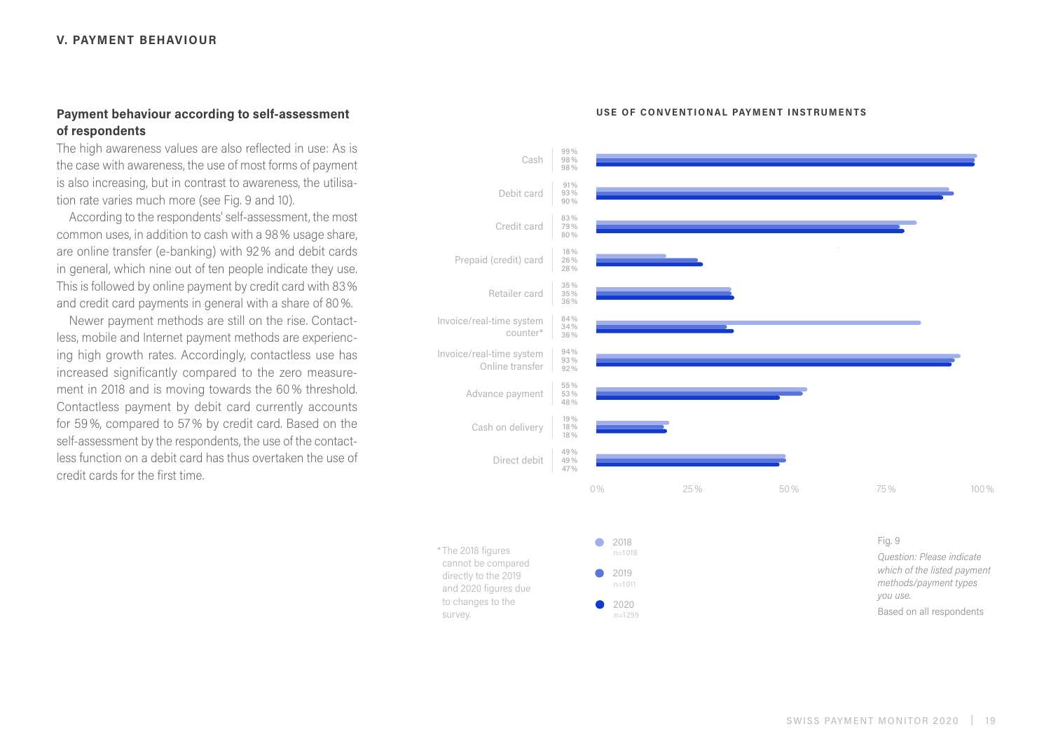## V. PAYMENT BEHAVIOUR

### Payment behaviour according to self-assessment of respondents

The high awareness values are also reflected in use: As is the case with awareness, the use of most forms of payment is also increasing, but in contrast to awareness, the utilisation rate varies much more (see Fig. 9 and 10).

According to the respondents' self-assessment, the most common uses, in addition to cash with a 98 % usage share, are online transfer (e-banking) with 92 % and debit cards in general, which nine out of ten people indicate they use. This is followed by online payment by credit card with 83 % and credit card payments in general with a share of 80 %.

Newer payment methods are still on the rise. Contactless, mobile and Internet payment methods are experiencing high growth rates. Accordingly, contactless use has increased significantly compared to the zero measurement in 2018 and is moving towards the 60 % threshold. Contactless payment by debit card currently accounts for 59 %, compared to 57 % by credit card. Based on the self-assessment by the respondents, the use of the contactless function on a debit card has thus overtaken the use of credit cards for the first time.

**USE OF CONVENTIONAL PAYMENT INSTRUMENTS**

| | 2018 (n=1018) | 2019 (n=1011) | 2020 (n=1259) |
|---|---|---|---|
| Cash | 99 % | 98 % | 98 % |
| Debit card | 91 % | 93 % | 90 % |
| Credit card | 83 % | 79 % | 80 % |
| Prepaid (credit) card | 18 % | 26 % | 28 % |
| Retailer card | 35 % | 35 % | 36 % |
| Invoice/real-time system counter* | 84 % | 34 % | 36 % |
| Invoice/real-time system Online transfer | 94 % | 93 % | 92 % |
| Advance payment | 55 % | 53 % | 48 % |
| Cash on delivery | 19 % | 18 % | 18 % |
| Direct debit | 49 % | 49 % | 47 % |

*The 2018 figures cannot be compared directly to the 2019 and 2020 figures due to changes to the survey.

Fig. 9

*Question: Please indicate which of the listed payment methods/payment types you use.*

Based on all respondents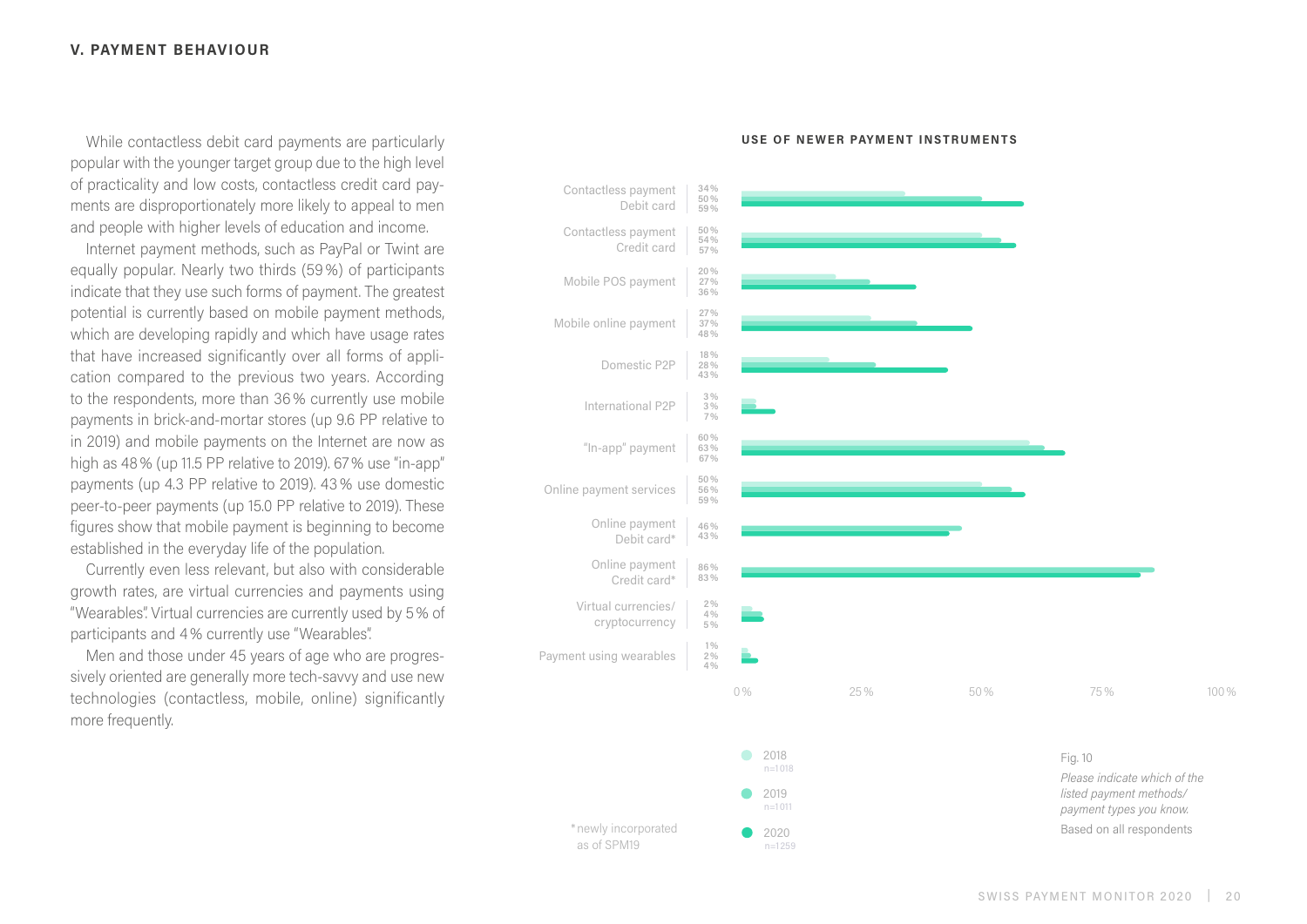## V. PAYMENT BEHAVIOUR

While contactless debit card payments are particularly popular with the younger target group due to the high level of practicality and low costs, contactless credit card payments are disproportionately more likely to appeal to men and people with higher levels of education and income.

Internet payment methods, such as PayPal or Twint are equally popular. Nearly two thirds (59 %) of participants indicate that they use such forms of payment. The greatest potential is currently based on mobile payment methods, which are developing rapidly and which have usage rates that have increased significantly over all forms of application compared to the previous two years. According to the respondents, more than 36 % currently use mobile payments in brick-and-mortar stores (up 9.6 PP relative to in 2019) and mobile payments on the Internet are now as high as 48 % (up 11.5 PP relative to 2019). 67 % use "in-app" payments (up 4.3 PP relative to 2019). 43 % use domestic peer-to-peer payments (up 15.0 PP relative to 2019). These figures show that mobile payment is beginning to become established in the everyday life of the population.

Currently even less relevant, but also with considerable growth rates, are virtual currencies and payments using "Wearables". Virtual currencies are currently used by 5 % of participants and 4 % currently use "Wearables".

Men and those under 45 years of age who are progressively oriented are generally more tech-savvy and use new technologies (contactless, mobile, online) significantly more frequently.

**USE OF NEWER PAYMENT INSTRUMENTS**

Contactless payment Debit card: 34 %, 50 %, 59 %
Contactless payment Credit card: 50 %, 54 %, 57 %
Mobile POS payment: 20 %, 27 %, 36 %
Mobile online payment: 27 %, 37 %, 48 %
Domestic P2P: 18 %, 28 %, 43 %
International P2P: 3 %, 3 %, 7 %
"In-app" payment: 60 %, 63 %, 67 %
Online payment services: 50 %, 56 %, 59 %
Online payment Debit card*: 46 %, 43 %
Online payment Credit card*: 86 %, 83 %
Virtual currencies/ cryptocurrency: 2 %, 4 %, 5 %
Payment using wearables: 1 %, 2 %, 4 %

0 % 25 % 50 % 75 % 100 %

2018 n=1018
2019 n=1011
2020 n=1259

*newly incorporated as of SPM19

Fig. 10
*Please indicate which of the listed payment methods/ payment types you know.*
Based on all respondents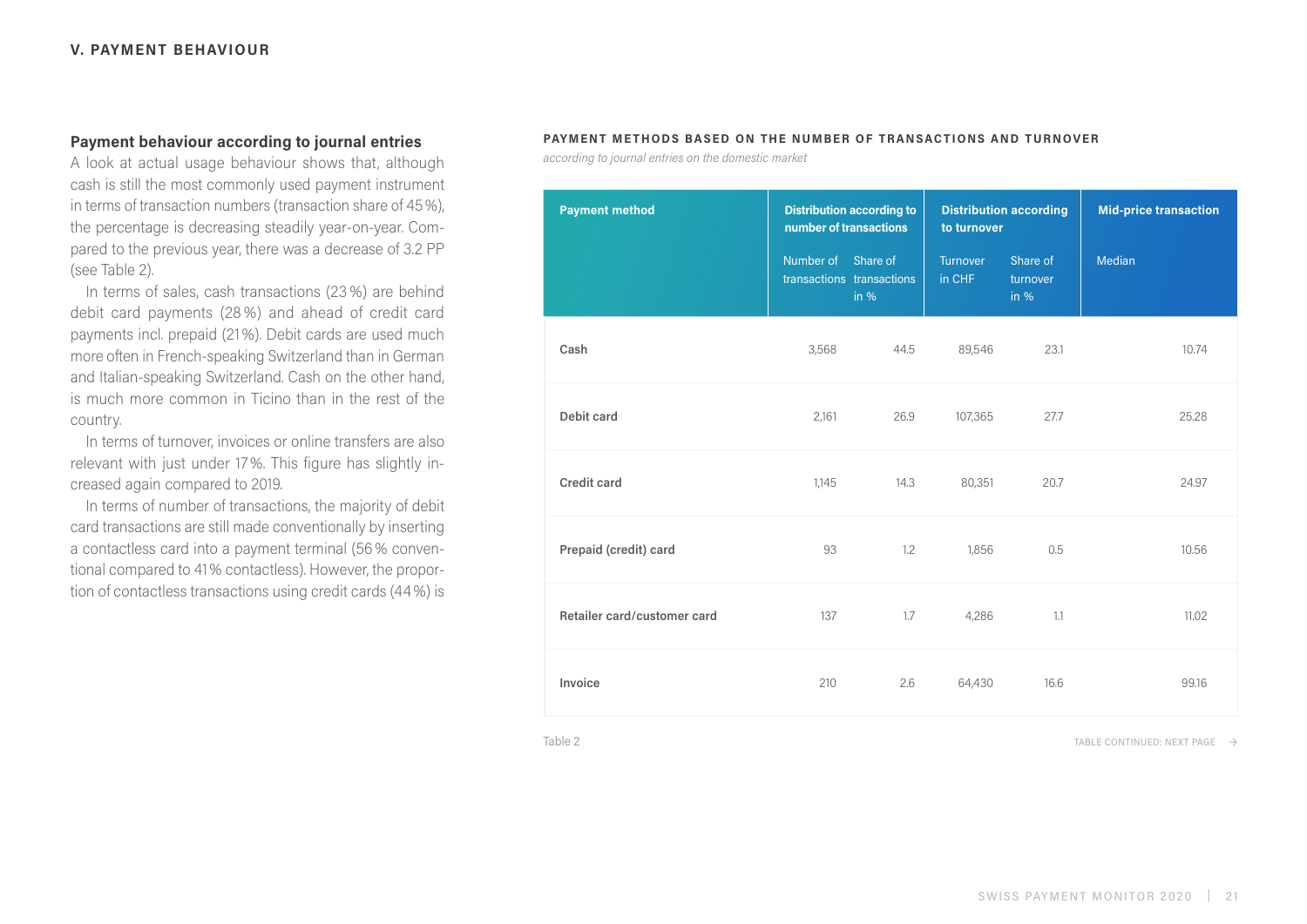## V. PAYMENT BEHAVIOUR

### Payment behaviour according to journal entries

A look at actual usage behaviour shows that, although cash is still the most commonly used payment instrument in terms of transaction numbers (transaction share of 45 %), the percentage is decreasing steadily year-on-year. Compared to the previous year, there was a decrease of 3.2 PP (see Table 2).

In terms of sales, cash transactions (23 %) are behind debit card payments (28 %) and ahead of credit card payments incl. prepaid (21 %). Debit cards are used much more often in French-speaking Switzerland than in German and Italian-speaking Switzerland. Cash on the other hand, is much more common in Ticino than in the rest of the country.

In terms of turnover, invoices or online transfers are also relevant with just under 17 %. This figure has slightly increased again compared to 2019.

In terms of number of transactions, the majority of debit card transactions are still made conventionally by inserting a contactless card into a payment terminal (56 % conventional compared to 41 % contactless). However, the proportion of contactless transactions using credit cards (44 %) is

**PAYMENT METHODS BASED ON THE NUMBER OF TRANSACTIONS AND TURNOVER**

*according to journal entries on the domestic market*

| Payment method | Distribution according to number of transactions | | Distribution according to turnover | | Mid-price transaction |
|---|---|---|---|---|---|
| | Number of transactions | Share of transactions in % | Turnover in CHF | Share of turnover in % | Median |
| Cash | 3,568 | 44.5 | 89,546 | 23.1 | 10.74 |
| Debit card | 2,161 | 26.9 | 107,365 | 27.7 | 25.28 |
| Credit card | 1,145 | 14.3 | 80,351 | 20.7 | 24.97 |
| Prepaid (credit) card | 93 | 1.2 | 1,856 | 0.5 | 10.56 |
| Retailer card/customer card | 137 | 1.7 | 4,286 | 1.1 | 11.02 |
| Invoice | 210 | 2.6 | 64,430 | 16.6 | 99.16 |

Table 2

TABLE CONTINUED: NEXT PAGE →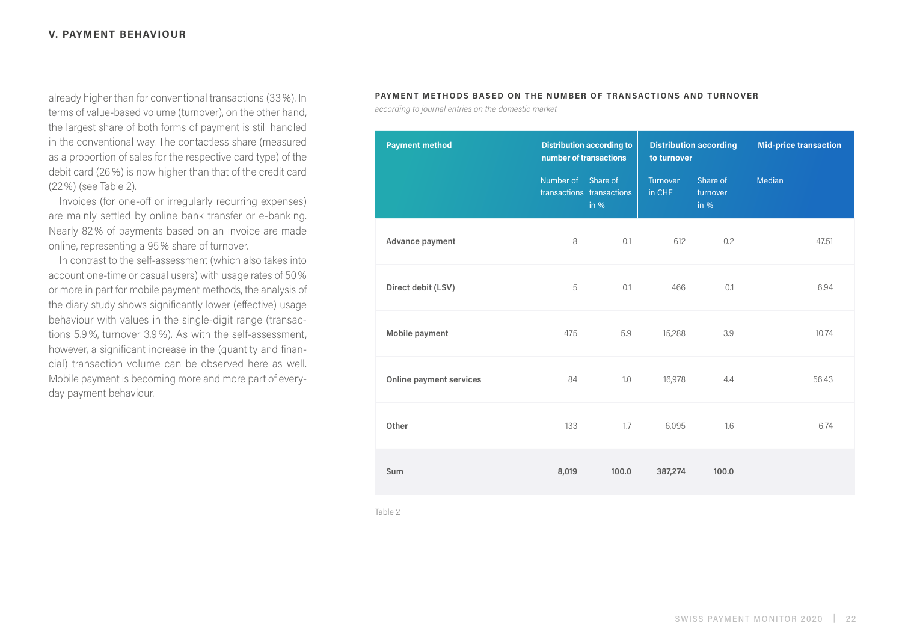already higher than for conventional transactions (33 %). In terms of value-based volume (turnover), on the other hand, the largest share of both forms of payment is still handled in the conventional way. The contactless share (measured as a proportion of sales for the respective card type) of the debit card (26 %) is now higher than that of the credit card (22 %) (see Table 2).

Invoices (for one-off or irregularly recurring expenses) are mainly settled by online bank transfer or e-banking. Nearly 82 % of payments based on an invoice are made online, representing a 95 % share of turnover.

In contrast to the self-assessment (which also takes into account one-time or casual users) with usage rates of 50 % or more in part for mobile payment methods, the analysis of the diary study shows significantly lower (effective) usage behaviour with values in the single-digit range (transactions 5.9 %, turnover 3.9 %). As with the self-assessment, however, a significant increase in the (quantity and financial) transaction volume can be observed here as well. Mobile payment is becoming more and more part of everyday payment behaviour.

**PAYMENT METHODS BASED ON THE NUMBER OF TRANSACTIONS AND TURNOVER**

*according to journal entries on the domestic market*

| Payment method | Distribution according to number of transactions | | Distribution according to turnover | | Mid-price transaction |
|---|---|---|---|---|---|
| | Number of transactions | Share of transactions in % | Turnover in CHF | Share of turnover in % | Median |
| **Advance payment** | 8 | 0.1 | 612 | 0.2 | 47.51 |
| **Direct debit (LSV)** | 5 | 0.1 | 466 | 0.1 | 6.94 |
| **Mobile payment** | 475 | 5.9 | 15,288 | 3.9 | 10.74 |
| **Online payment services** | 84 | 1.0 | 16,978 | 4.4 | 56.43 |
| **Other** | 133 | 1.7 | 6,095 | 1.6 | 6.74 |
| **Sum** | **8,019** | **100.0** | **387,274** | **100.0** | |

Table 2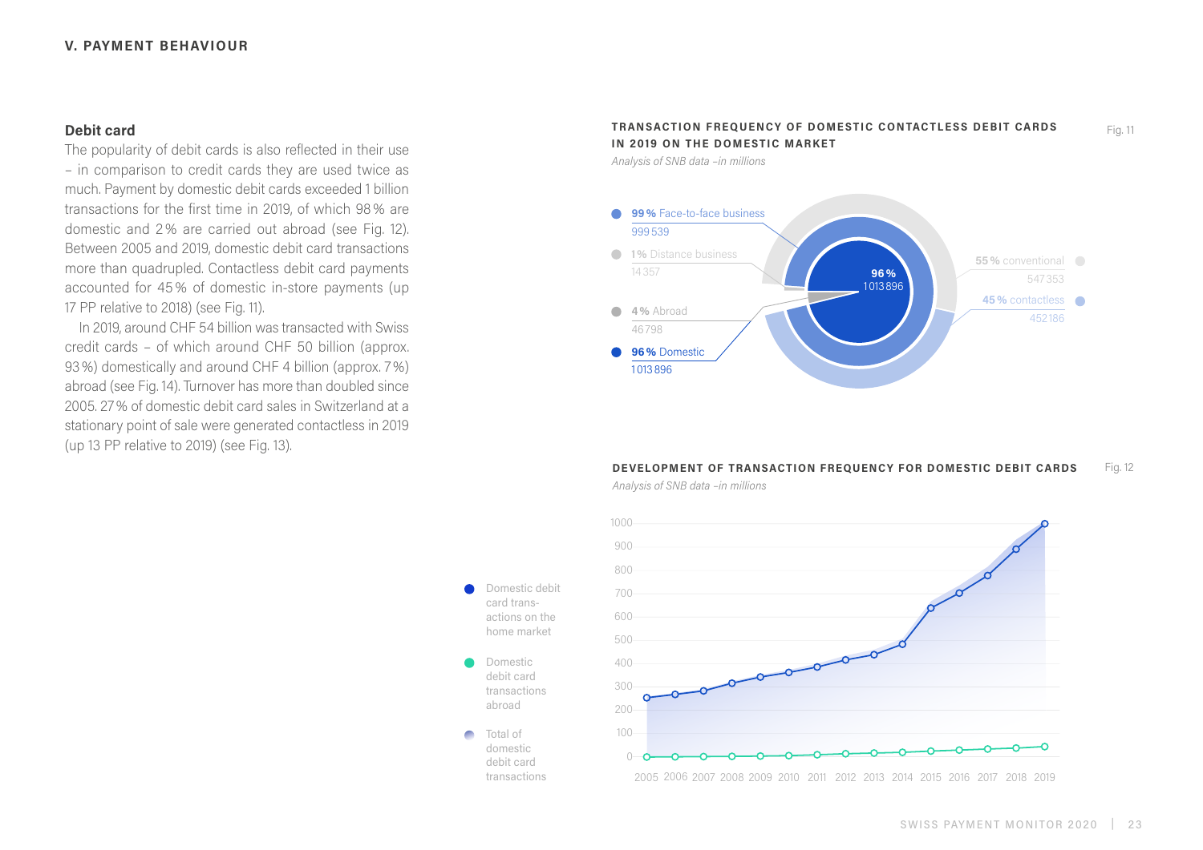## V. PAYMENT BEHAVIOUR

### Debit card

The popularity of debit cards is also reflected in their use – in comparison to credit cards they are used twice as much. Payment by domestic debit cards exceeded 1 billion transactions for the first time in 2019, of which 98 % are domestic and 2 % are carried out abroad (see Fig. 12). Between 2005 and 2019, domestic debit card transactions more than quadrupled. Contactless debit card payments accounted for 45 % of domestic in-store payments (up 17 PP relative to 2018) (see Fig. 11).

In 2019, around CHF 54 billion was transacted with Swiss credit cards – of which around CHF 50 billion (approx. 93 %) domestically and around CHF 4 billion (approx. 7 %) abroad (see Fig. 14). Turnover has more than doubled since 2005. 27 % of domestic debit card sales in Switzerland at a stationary point of sale were generated contactless in 2019 (up 13 PP relative to 2019) (see Fig. 13).

**TRANSACTION FREQUENCY OF DOMESTIC CONTACTLESS DEBIT CARDS IN 2019 ON THE DOMESTIC MARKET** Fig. 11

*Analysis of SNB data –in millions*

99 % Face-to-face business 999 539
1 % Distance business 14 357
4 % Abroad 46 798
96 % Domestic 1 013 896
96 % 1 013 896
55 % conventional 547 353
45 % contactless 452 186

**DEVELOPMENT OF TRANSACTION FREQUENCY FOR DOMESTIC DEBIT CARDS** Fig. 12

*Analysis of SNB data –in millions*

1000, 900, 800, 700, 600, 500, 400, 300, 200, 100, 0

2005, 2006, 2007, 2008, 2009, 2010, 2011, 2012, 2013, 2014, 2015, 2016, 2017, 2018, 2019

Domestic debit card transactions on the home market
Domestic debit card transactions abroad
Total of domestic debit card transactions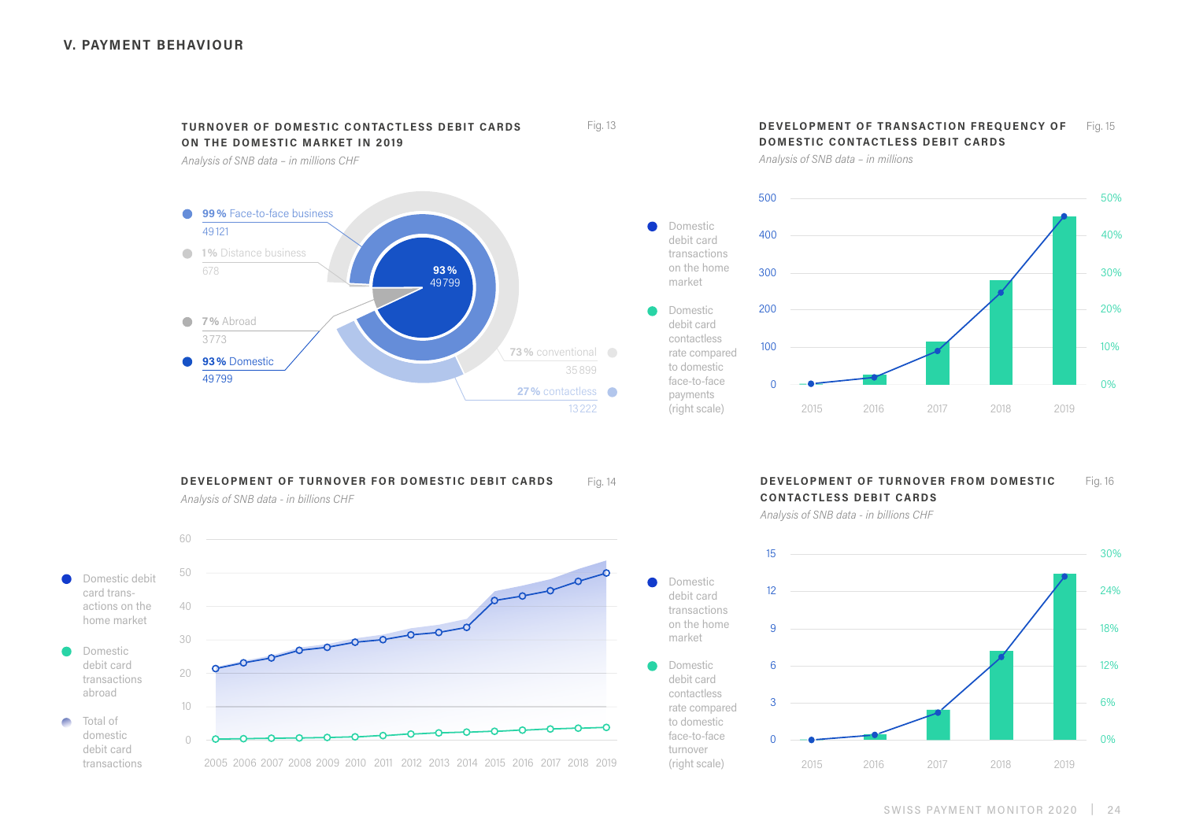## V. PAYMENT BEHAVIOUR

### TURNOVER OF DOMESTIC CONTACTLESS DEBIT CARDS ON THE DOMESTIC MARKET IN 2019

Fig. 13

*Analysis of SNB data – in millions CHF*

99 % Face-to-face business
49 121

1 % Distance business
678

7 % Abroad
3773

93 % Domestic
49 799

93 %
49799

73 % conventional
35 899

27 % contactless
13 222

### DEVELOPMENT OF TRANSACTION FREQUENCY OF DOMESTIC CONTACTLESS DEBIT CARDS

Fig. 15

*Analysis of SNB data – in millions*

Domestic debit card transactions on the home market

Domestic debit card contactless rate compared to domestic face-to-face payments (right scale)

500
400
300
200
100
0

50%
40%
30%
20%
10%
0%

2015 2016 2017 2018 2019

### DEVELOPMENT OF TURNOVER FOR DOMESTIC DEBIT CARDS

Fig. 14

*Analysis of SNB data - in billions CHF*

Domestic debit card trans-actions on the home market

Domestic debit card transactions abroad

Total of domestic debit card transactions

60
50
40
30
20
10
0

2005 2006 2007 2008 2009 2010 2011 2012 2013 2014 2015 2016 2017 2018 2019

### DEVELOPMENT OF TURNOVER FROM DOMESTIC CONTACTLESS DEBIT CARDS

Fig. 16

*Analysis of SNB data - in billions CHF*

Domestic debit card transactions on the home market

Domestic debit card contactless rate compared to domestic face-to-face turnover (right scale)

15
12
9
6
3
0

30%
24%
18%
12%
6%
0%

2015 2016 2017 2018 2019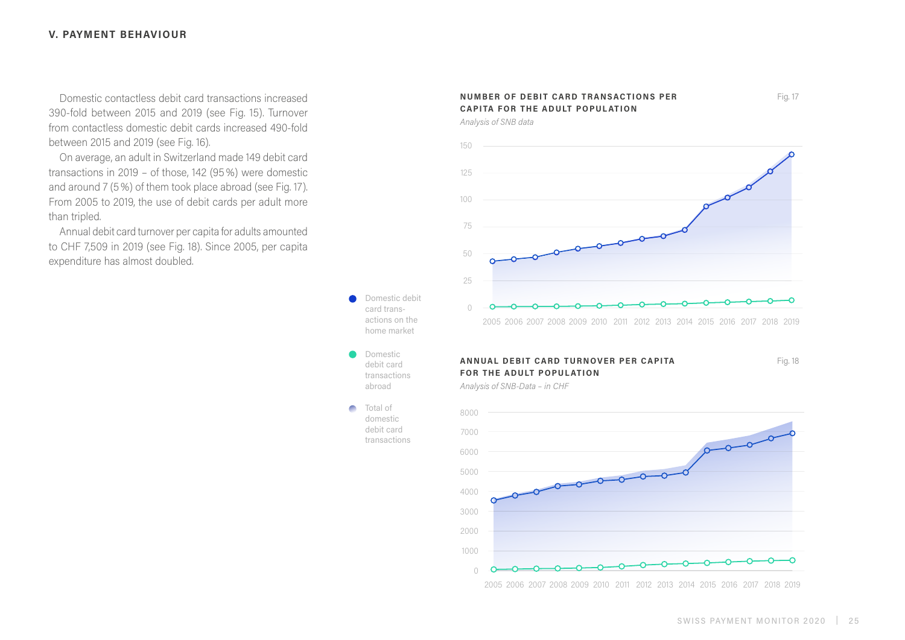## V. PAYMENT BEHAVIOUR

Domestic contactless debit card transactions increased 390-fold between 2015 and 2019 (see Fig. 15). Turnover from contactless domestic debit cards increased 490-fold between 2015 and 2019 (see Fig. 16).

On average, an adult in Switzerland made 149 debit card transactions in 2019 – of those, 142 (95 %) were domestic and around 7 (5 %) of them took place abroad (see Fig. 17). From 2005 to 2019, the use of debit cards per adult more than tripled.

Annual debit card turnover per capita for adults amounted to CHF 7,509 in 2019 (see Fig. 18). Since 2005, per capita expenditure has almost doubled.

**NUMBER OF DEBIT CARD TRANSACTIONS PER CAPITA FOR THE ADULT POPULATION**

*Analysis of SNB data*

Fig. 17

150
125
100
75
50
25
0

2005 2006 2007 2008 2009 2010 2011 2012 2013 2014 2015 2016 2017 2018 2019

Domestic debit card transactions on the home market

Domestic debit card transactions abroad

Total of domestic debit card transactions

**ANNUAL DEBIT CARD TURNOVER PER CAPITA FOR THE ADULT POPULATION**

*Analysis of SNB-Data – in CHF*

Fig. 18

8000
7000
6000
5000
4000
3000
2000
1000
0

2005 2006 2007 2008 2009 2010 2011 2012 2013 2014 2015 2016 2017 2018 2019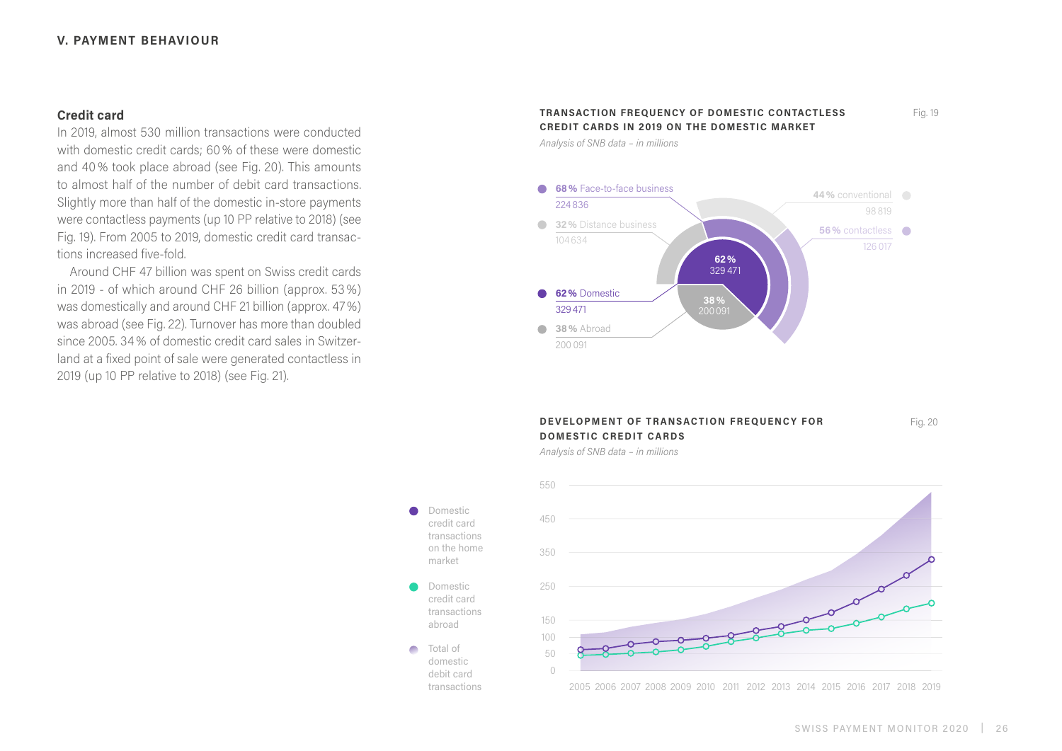## V. PAYMENT BEHAVIOUR

### Credit card

In 2019, almost 530 million transactions were conducted with domestic credit cards; 60 % of these were domestic and 40 % took place abroad (see Fig. 20). This amounts to almost half of the number of debit card transactions. Slightly more than half of the domestic in-store payments were contactless payments (up 10 PP relative to 2018) (see Fig. 19). From 2005 to 2019, domestic credit card transactions increased five-fold.

Around CHF 47 billion was spent on Swiss credit cards in 2019 - of which around CHF 26 billion (approx. 53 %) was domestically and around CHF 21 billion (approx. 47 %) was abroad (see Fig. 22). Turnover has more than doubled since 2005. 34 % of domestic credit card sales in Switzerland at a fixed point of sale were generated contactless in 2019 (up 10 PP relative to 2018) (see Fig. 21).

**TRANSACTION FREQUENCY OF DOMESTIC CONTACTLESS CREDIT CARDS IN 2019 ON THE DOMESTIC MARKET**

Fig. 19

*Analysis of SNB data – in millions*

68 % Face-to-face business
224 836
32 % Distance business
104 634
62 % Domestic
329 471
38 % Abroad
200 091
44 % conventional
98 819
56 % contactless
126 017
62 %
329 471
38 %
200 091

**DEVELOPMENT OF TRANSACTION FREQUENCY FOR DOMESTIC CREDIT CARDS**

Fig. 20

*Analysis of SNB data – in millions*

Domestic credit card transactions on the home market
Domestic credit card transactions abroad
Total of domestic debit card transactions

550
450
350
250
150
100
50
0

2005 2006 2007 2008 2009 2010 2011 2012 2013 2014 2015 2016 2017 2018 2019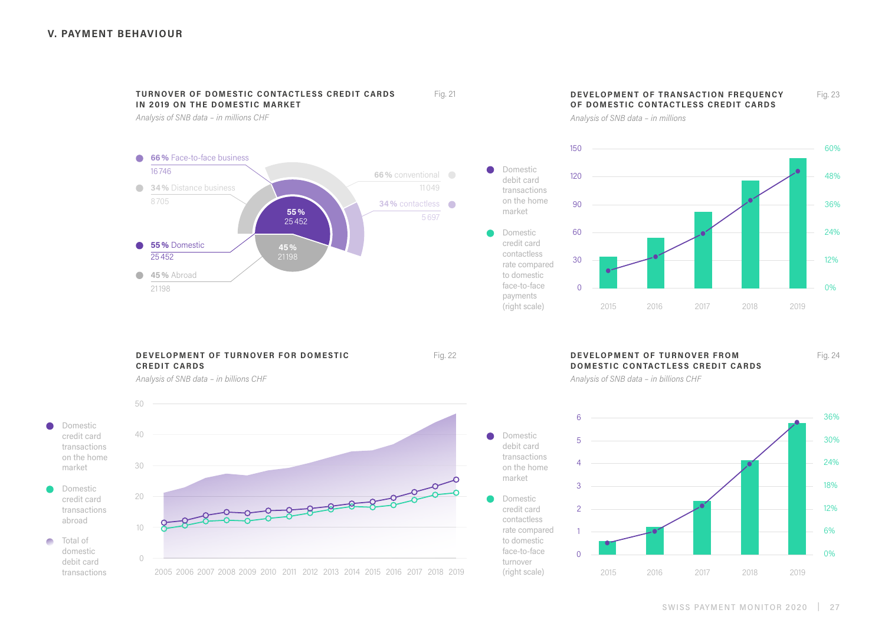## V. PAYMENT BEHAVIOUR

### TURNOVER OF DOMESTIC CONTACTLESS CREDIT CARDS IN 2019 ON THE DOMESTIC MARKET

Fig. 21

*Analysis of SNB data – in millions CHF*

66 % Face-to-face business
16 746

34 % Distance business
8 705

55 % Domestic
25 452

45 % Abroad
21 198

66 % conventional
11 049

34 % contactless
5 697

55 %
25 452

45 %
21 198

### DEVELOPMENT OF TRANSACTION FREQUENCY OF DOMESTIC CONTACTLESS CREDIT CARDS

Fig. 23

*Analysis of SNB data – in millions*

Domestic debit card transactions on the home market

Domestic credit card contactless rate compared to domestic face-to-face payments (right scale)

150, 120, 90, 60, 30, 0

60%, 48%, 36%, 24%, 12%, 0%

2015, 2016, 2017, 2018, 2019

### DEVELOPMENT OF TURNOVER FOR DOMESTIC CREDIT CARDS

Fig. 22

*Analysis of SNB data – in billions CHF*

Domestic credit card transactions on the home market

Domestic credit card transactions abroad

Total of domestic debit card transactions

50, 40, 30, 20, 10, 0

2005, 2006, 2007, 2008, 2009, 2010, 2011, 2012, 2013, 2014, 2015, 2016, 2017, 2018, 2019

### DEVELOPMENT OF TURNOVER FROM DOMESTIC CONTACTLESS CREDIT CARDS

Fig. 24

*Analysis of SNB data – in billions CHF*

Domestic debit card transactions on the home market

Domestic credit card contactless rate compared to domestic face-to-face turnover (right scale)

6, 5, 4, 3, 2, 1, 0

36%, 30%, 24%, 18%, 12%, 6%, 0%

2015, 2016, 2017, 2018, 2019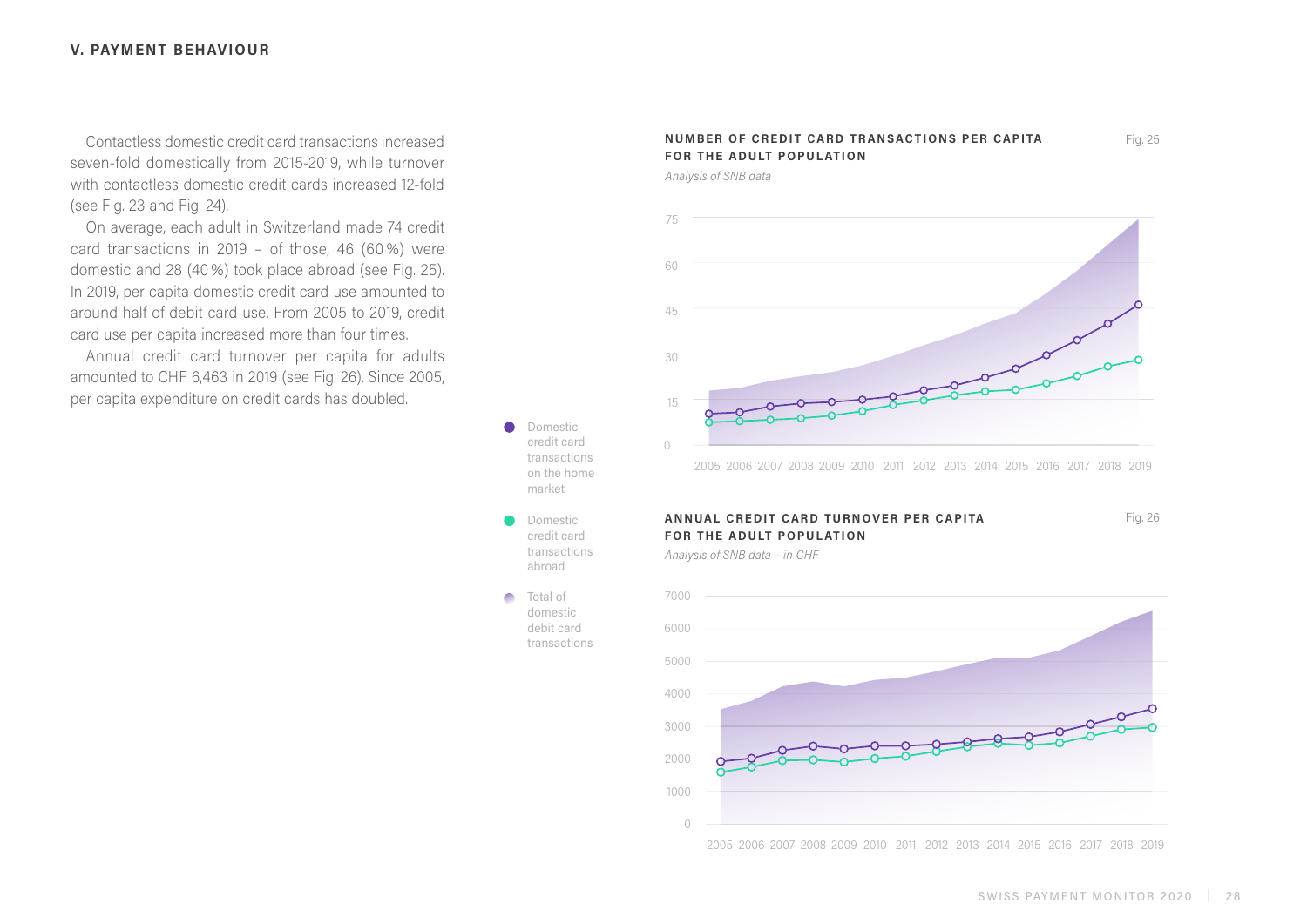## V. PAYMENT BEHAVIOUR

Contactless domestic credit card transactions increased seven-fold domestically from 2015-2019, while turnover with contactless domestic credit cards increased 12-fold (see Fig. 23 and Fig. 24).

On average, each adult in Switzerland made 74 credit card transactions in 2019 – of those, 46 (60 %) were domestic and 28 (40 %) took place abroad (see Fig. 25). In 2019, per capita domestic credit card use amounted to around half of debit card use. From 2005 to 2019, credit card use per capita increased more than four times.

Annual credit card turnover per capita for adults amounted to CHF 6,463 in 2019 (see Fig. 26). Since 2005, per capita expenditure on credit cards has doubled.

**NUMBER OF CREDIT CARD TRANSACTIONS PER CAPITA FOR THE ADULT POPULATION**

Fig. 25

*Analysis of SNB data*

75
60
45
30
15
0

2005 2006 2007 2008 2009 2010 2011 2012 2013 2014 2015 2016 2017 2018 2019

Domestic credit card transactions on the home market

Domestic credit card transactions abroad

Total of domestic debit card transactions

**ANNUAL CREDIT CARD TURNOVER PER CAPITA FOR THE ADULT POPULATION**

Fig. 26

*Analysis of SNB data – in CHF*

7000
6000
5000
4000
3000
2000
1000
0

2005 2006 2007 2008 2009 2010 2011 2012 2013 2014 2015 2016 2017 2018 2019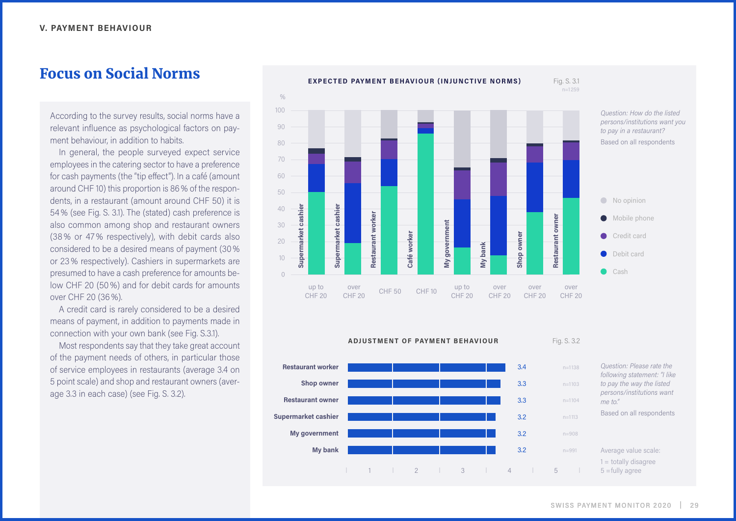## V. PAYMENT BEHAVIOUR

# Focus on Social Norms

According to the survey results, social norms have a relevant influence as psychological factors on payment behaviour, in addition to habits.

In general, the people surveyed expect service employees in the catering sector to have a preference for cash payments (the "tip effect"). In a café (amount around CHF 10) this proportion is 86 % of the respondents, in a restaurant (amount around CHF 50) it is 54 % (see Fig. S. 3.1). The (stated) cash preference is also common among shop and restaurant owners (38 % or 47 % respectively), with debit cards also considered to be a desired means of payment (30 % or 23 % respectively). Cashiers in supermarkets are presumed to have a cash preference for amounts below CHF 20 (50 %) and for debit cards for amounts over CHF 20 (36 %).

A credit card is rarely considered to be a desired means of payment, in addition to payments made in connection with your own bank (see Fig. S.3.1).

Most respondents say that they take great account of the payment needs of others, in particular those of service employees in restaurants (average 3.4 on 5 point scale) and shop and restaurant owners (average 3.3 in each case) (see Fig. S. 3.2).

**EXPECTED PAYMENT BEHAVIOUR (INJUNCTIVE NORMS)** — Fig. S. 3.1, n=1259

*Question: How do the listed persons/institutions want you to pay in a restaurant?*
Based on all respondents

Categories: Supermarket cashier (up to CHF 20), Supermarket cashier (over CHF 20), Restaurant worker (CHF 50), Café worker (CHF 10), My government (up to CHF 20), My bank (over CHF 20), Shop owner (over CHF 20), Restaurant owner (over CHF 20)

Legend: No opinion, Mobile phone, Credit card, Debit card, Cash

**ADJUSTMENT OF PAYMENT BEHAVIOUR** — Fig. S. 3.2

| | Average | n |
|---|---|---|
| Restaurant worker | 3.4 | n=1138 |
| Shop owner | 3.3 | n=1103 |
| Restaurant owner | 3.3 | n=1104 |
| Supermarket cashier | 3.2 | n=1113 |
| My government | 3.2 | n=908 |
| My bank | 3.2 | n=991 |

*Question: Please rate the following statement: "I like to pay the way the listed persons/institutions want me to."*
Based on all respondents

Average value scale:
1 = totally disagree
5 = fully agree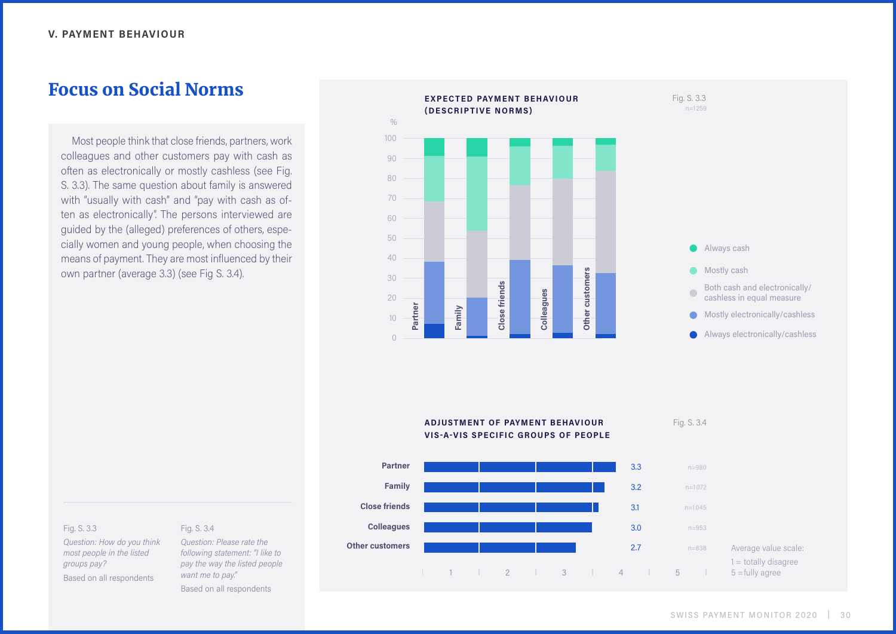## Focus on Social Norms

Most people think that close friends, partners, work colleagues and other customers pay with cash as often as electronically or mostly cashless (see Fig. S. 3.3). The same question about family is answered with "usually with cash" and "pay with cash as often as electronically". The persons interviewed are guided by the (alleged) preferences of others, especially women and young people, when choosing the means of payment. They are most influenced by their own partner (average 3.3) (see Fig S. 3.4).

**EXPECTED PAYMENT BEHAVIOUR (DESCRIPTIVE NORMS)**

Fig. S. 3.3
n=1259

%
100
90
80
70
60
50
40
30
20
10
0

Partner
Family
Close friends
Colleagues
Other customers

Always cash
Mostly cash
Both cash and electronically/ cashless in equal measure
Mostly electronically/cashless
Always electronically/cashless

**ADJUSTMENT OF PAYMENT BEHAVIOUR VIS-A-VIS SPECIFIC GROUPS OF PEOPLE**

Fig. S. 3.4

Partner 3.3 n=980
Family 3.2 n=1072
Close friends 3.1 n=1045
Colleagues 3.0 n=953
Other customers 2.7 n=838

1 2 3 4 5

Average value scale:
1 = totally disagree
5 = fully agree

Fig. S. 3.3
*Question: How do you think most people in the listed groups pay?*
Based on all respondents

Fig. S. 3.4
*Question: Please rate the following statement: "I like to pay the way the listed people want me to pay."*
Based on all respondents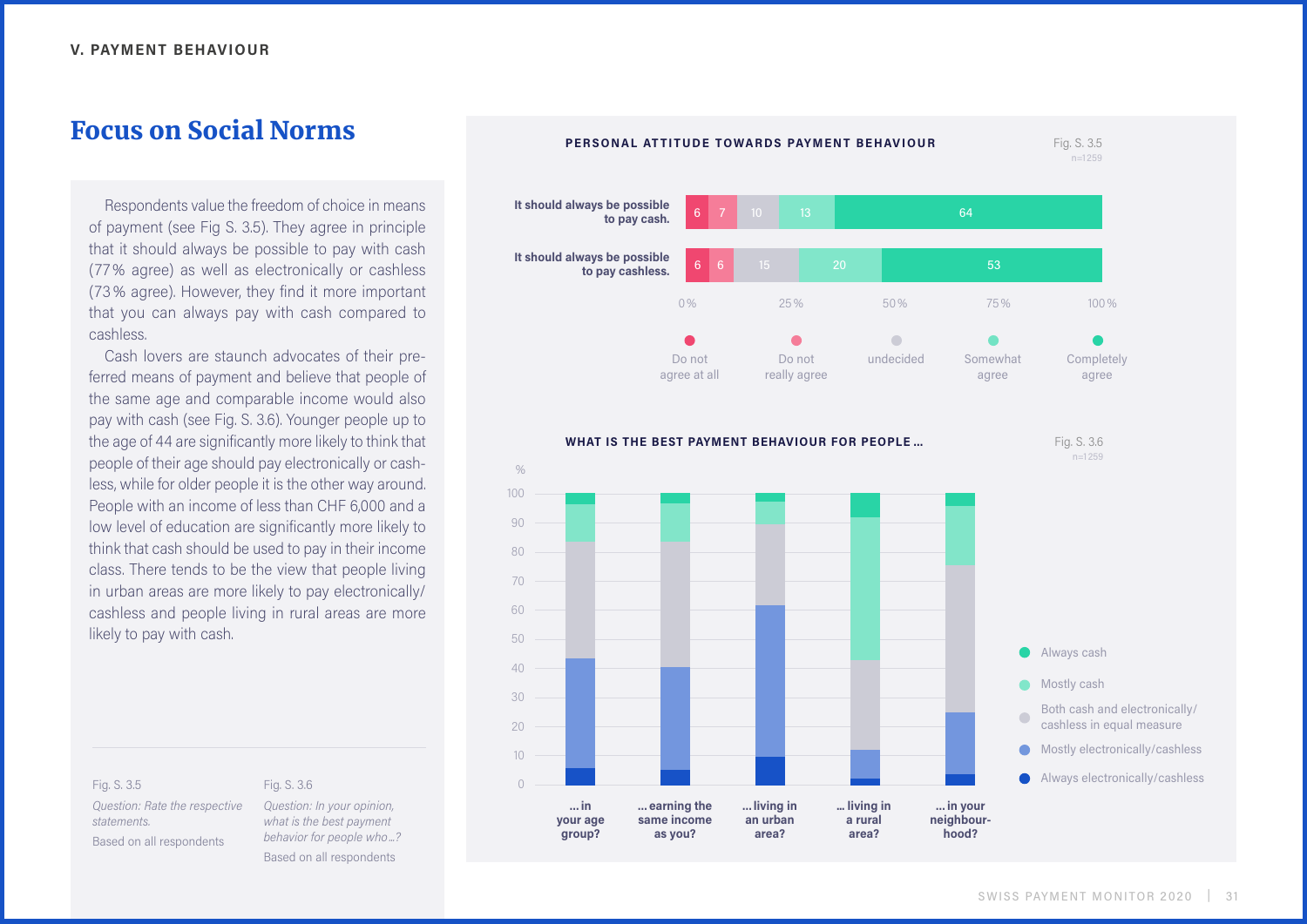V. PAYMENT BEHAVIOUR

# Focus on Social Norms

Respondents value the freedom of choice in means of payment (see Fig S. 3.5). They agree in principle that it should always be possible to pay with cash (77 % agree) as well as electronically or cashless (73 % agree). However, they find it more important that you can always pay with cash compared to cashless.

Cash lovers are staunch advocates of their preferred means of payment and believe that people of the same age and comparable income would also pay with cash (see Fig. S. 3.6). Younger people up to the age of 44 are significantly more likely to think that people of their age should pay electronically or cashless, while for older people it is the other way around. People with an income of less than CHF 6,000 and a low level of education are significantly more likely to think that cash should be used to pay in their income class. There tends to be the view that people living in urban areas are more likely to pay electronically/cashless and people living in rural areas are more likely to pay with cash.

**PERSONAL ATTITUDE TOWARDS PAYMENT BEHAVIOUR**

Fig. S. 3.5
n=1259

It should always be possible to pay cash.
6 7 10 13 64

It should always be possible to pay cashless.
6 6 15 20 53

0% 25% 50% 75% 100%

Do not agree at all
Do not really agree
undecided
Somewhat agree
Completely agree

**WHAT IS THE BEST PAYMENT BEHAVIOUR FOR PEOPLE …**

Fig. S. 3.6
n=1259

%
100 90 80 70 60 50 40 30 20 10 0

… in your age group?
… earning the same income as you?
… living in an urban area?
… living in a rural area?
… in your neighbourhood?

Always cash
Mostly cash
Both cash and electronically/cashless in equal measure
Mostly electronically/cashless
Always electronically/cashless

Fig. S. 3.5
*Question: Rate the respective statements.*
Based on all respondents

Fig. S. 3.6
*Question: In your opinion, what is the best payment behavior for people who…?*
Based on all respondents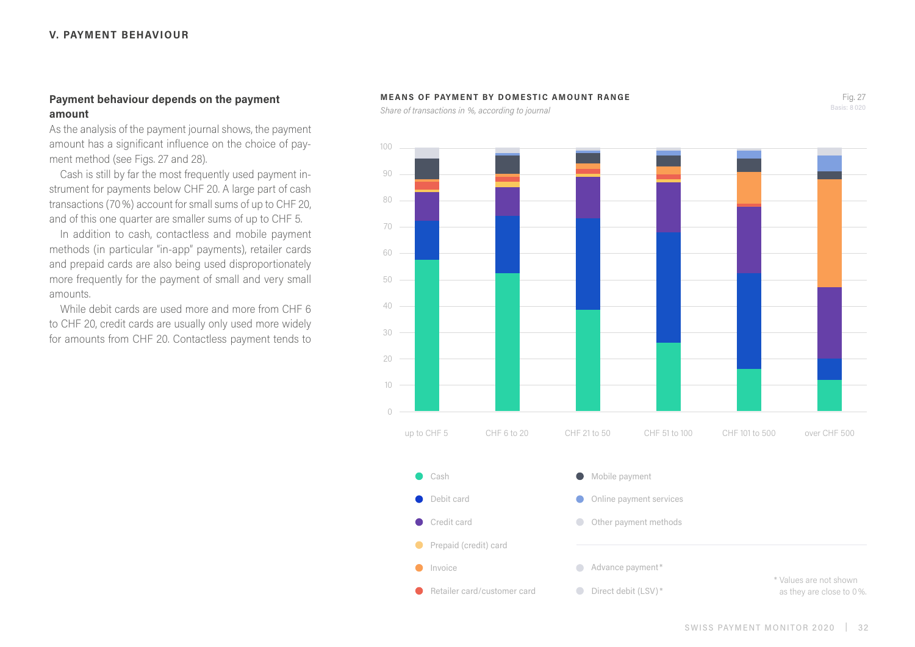## V. PAYMENT BEHAVIOUR

### Payment behaviour depends on the payment amount

As the analysis of the payment journal shows, the payment amount has a significant influence on the choice of payment method (see Figs. 27 and 28).

Cash is still by far the most frequently used payment instrument for payments below CHF 20. A large part of cash transactions (70 %) account for small sums of up to CHF 20, and of this one quarter are smaller sums of up to CHF 5.

In addition to cash, contactless and mobile payment methods (in particular "in-app" payments), retailer cards and prepaid cards are also being used disproportionately more frequently for the payment of small and very small amounts.

While debit cards are used more and more from CHF 6 to CHF 20, credit cards are usually only used more widely for amounts from CHF 20. Contactless payment tends to

**MEANS OF PAYMENT BY DOMESTIC AMOUNT RANGE**

*Share of transactions in %, according to journal*

Fig. 27

Basis: 8 020

100
90
80
70
60
50
40
30
20
10
0

up to CHF 5
CHF 6 to 20
CHF 21 to 50
CHF 51 to 100
CHF 101 to 500
over CHF 500

Cash
Debit card
Credit card
Prepaid (credit) card
Invoice
Retailer card/customer card
Mobile payment
Online payment services
Other payment methods
Advance payment*
Direct debit (LSV)*

* Values are not shown as they are close to 0 %.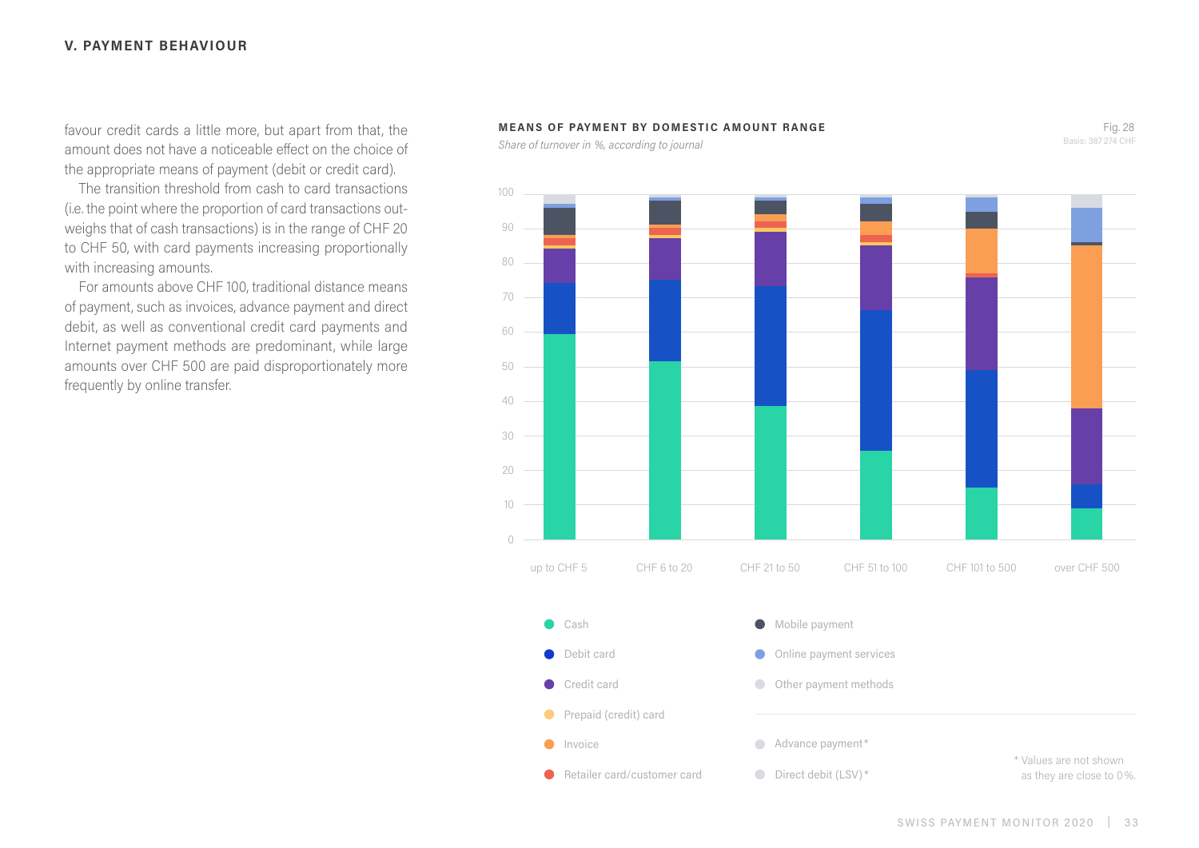favour credit cards a little more, but apart from that, the amount does not have a noticeable effect on the choice of the appropriate means of payment (debit or credit card).

The transition threshold from cash to card transactions (i.e. the point where the proportion of card transactions outweighs that of cash transactions) is in the range of CHF 20 to CHF 50, with card payments increasing proportionally with increasing amounts.

For amounts above CHF 100, traditional distance means of payment, such as invoices, advance payment and direct debit, as well as conventional credit card payments and Internet payment methods are predominant, while large amounts over CHF 500 are paid disproportionately more frequently by online transfer.

**MEANS OF PAYMENT BY DOMESTIC AMOUNT RANGE**

*Share of turnover in %, according to journal*

Fig. 28

Basis: 387 274 CHF

100
90
80
70
60
50
40
30
20
10
0

up to CHF 5
CHF 6 to 20
CHF 21 to 50
CHF 51 to 100
CHF 101 to 500
over CHF 500

Cash
Debit card
Credit card
Prepaid (credit) card
Invoice
Retailer card/customer card
Mobile payment
Online payment services
Other payment methods
Advance payment*
Direct debit (LSV)*

* Values are not shown as they are close to 0 %.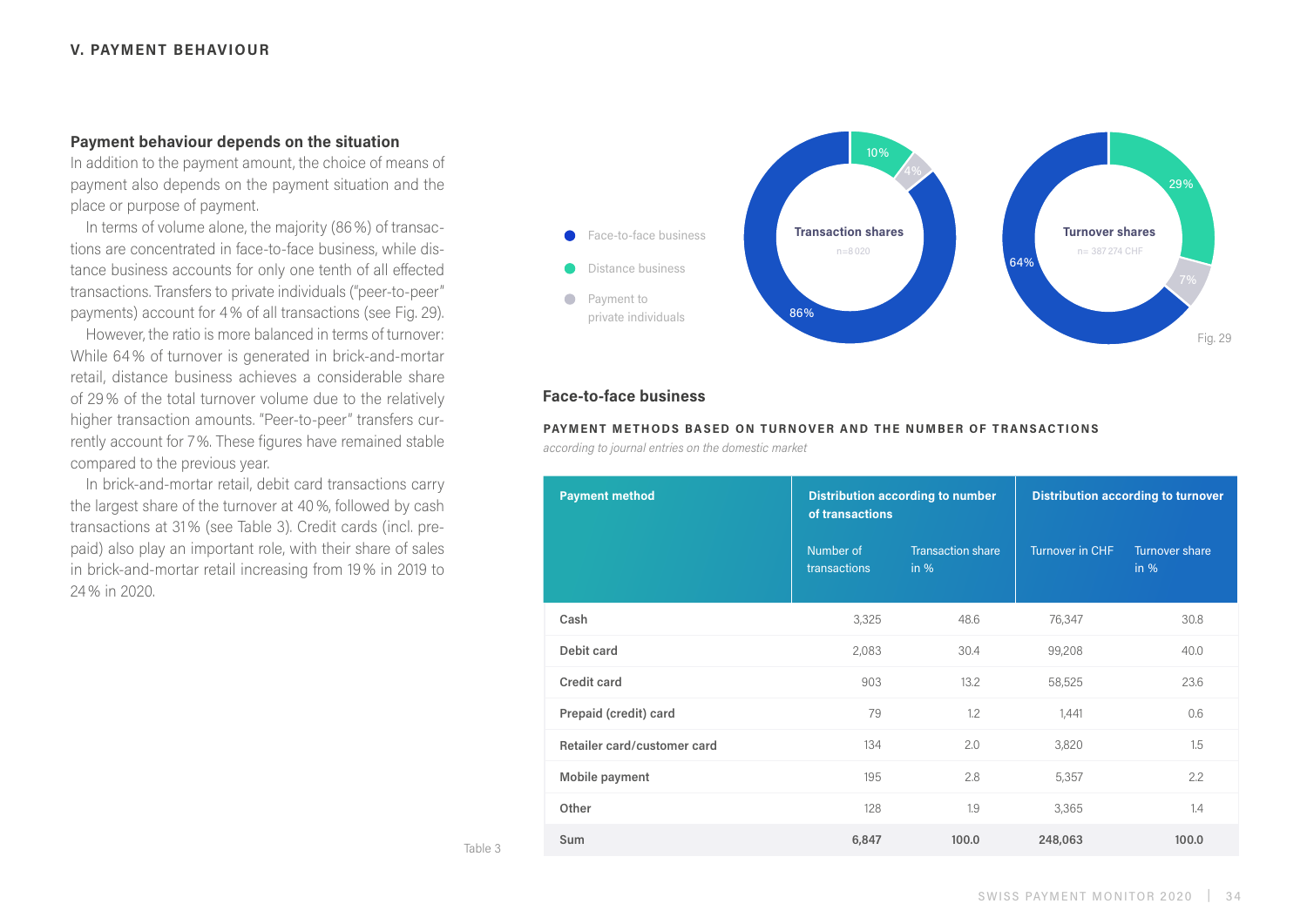## Payment behaviour depends on the situation

In addition to the payment amount, the choice of means of payment also depends on the payment situation and the place or purpose of payment.

In terms of volume alone, the majority (86 %) of transactions are concentrated in face-to-face business, while distance business accounts for only one tenth of all effected transactions. Transfers to private individuals ("peer-to-peer" payments) account for 4 % of all transactions (see Fig. 29).

However, the ratio is more balanced in terms of turnover: While 64 % of turnover is generated in brick-and-mortar retail, distance business achieves a considerable share of 29 % of the total turnover volume due to the relatively higher transaction amounts. "Peer-to-peer" transfers currently account for 7 %. These figures have remained stable compared to the previous year.

In brick-and-mortar retail, debit card transactions carry the largest share of the turnover at 40 %, followed by cash transactions at 31 % (see Table 3). Credit cards (incl. prepaid) also play an important role, with their share of sales in brick-and-mortar retail increasing from 19 % in 2019 to 24 % in 2020.

Face-to-face business
Distance business
Payment to private individuals

Transaction shares
n=8 020
10%
4%
86%

Turnover shares
n= 387 274 CHF
29%
7%
64%

Fig. 29

### Face-to-face business

**PAYMENT METHODS BASED ON TURNOVER AND THE NUMBER OF TRANSACTIONS**

*according to journal entries on the domestic market*

| Payment method | Distribution according to number of transactions | | Distribution according to turnover | |
|---|---|---|---|---|
| | Number of transactions | Transaction share in % | Turnover in CHF | Turnover share in % |
| **Cash** | 3,325 | 48.6 | 76,347 | 30.8 |
| **Debit card** | 2,083 | 30.4 | 99,208 | 40.0 |
| **Credit card** | 903 | 13.2 | 58,525 | 23.6 |
| **Prepaid (credit) card** | 79 | 1.2 | 1,441 | 0.6 |
| **Retailer card/customer card** | 134 | 2.0 | 3,820 | 1.5 |
| **Mobile payment** | 195 | 2.8 | 5,357 | 2.2 |
| **Other** | 128 | 1.9 | 3,365 | 1.4 |
| **Sum** | **6,847** | **100.0** | **248,063** | **100.0** |

Table 3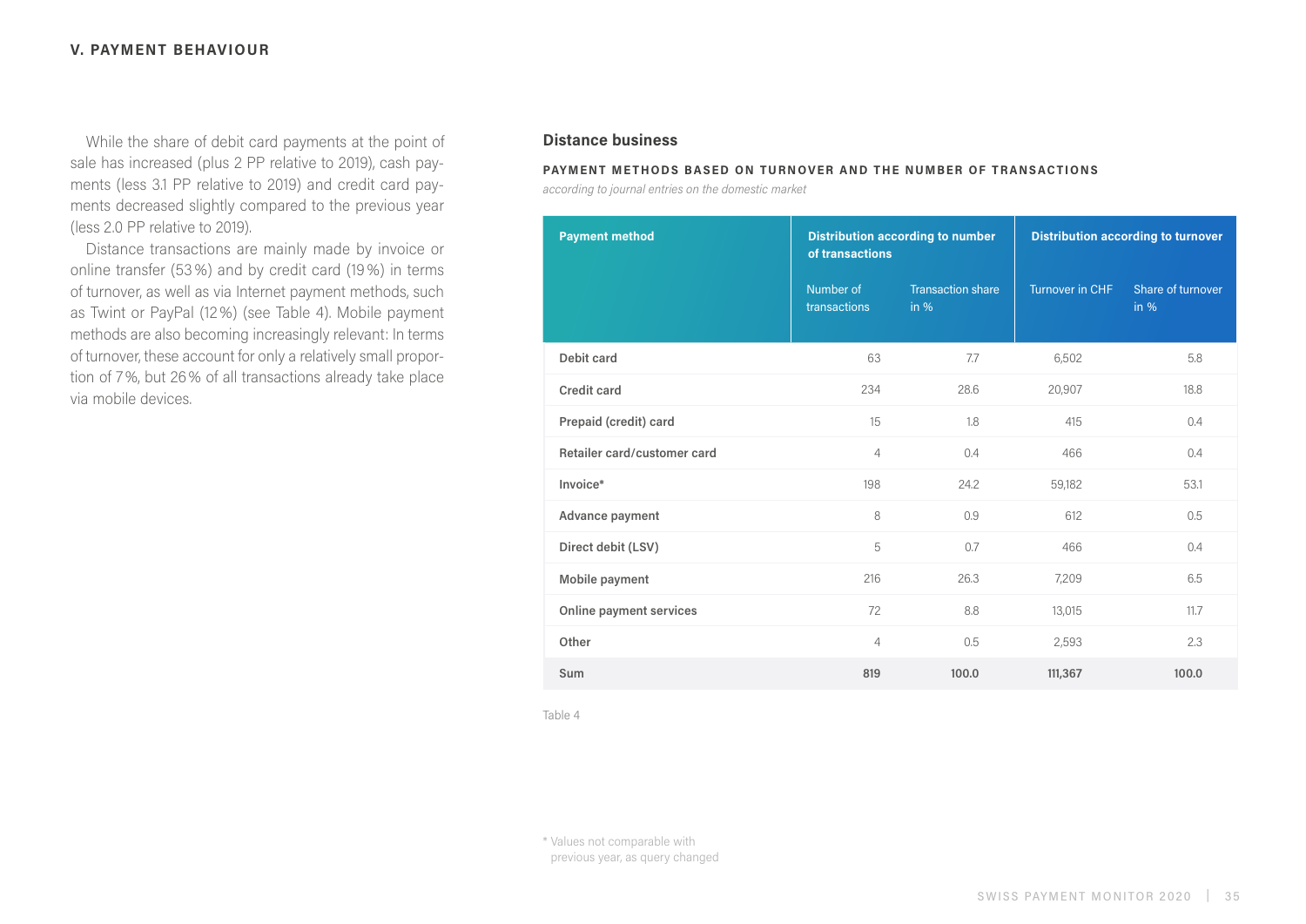## V. PAYMENT BEHAVIOUR

While the share of debit card payments at the point of sale has increased (plus 2 PP relative to 2019), cash payments (less 3.1 PP relative to 2019) and credit card payments decreased slightly compared to the previous year (less 2.0 PP relative to 2019).

Distance transactions are mainly made by invoice or online transfer (53 %) and by credit card (19 %) in terms of turnover, as well as via Internet payment methods, such as Twint or PayPal (12 %) (see Table 4). Mobile payment methods are also becoming increasingly relevant: In terms of turnover, these account for only a relatively small proportion of 7 %, but 26 % of all transactions already take place via mobile devices.

### Distance business

**PAYMENT METHODS BASED ON TURNOVER AND THE NUMBER OF TRANSACTIONS**

*according to journal entries on the domestic market*

| Payment method | Distribution according to number of transactions | | Distribution according to turnover | |
|---|---|---|---|---|
| | Number of transactions | Transaction share in % | Turnover in CHF | Share of turnover in % |
| **Debit card** | 63 | 7.7 | 6,502 | 5.8 |
| **Credit card** | 234 | 28.6 | 20,907 | 18.8 |
| **Prepaid (credit) card** | 15 | 1.8 | 415 | 0.4 |
| **Retailer card/customer card** | 4 | 0.4 | 466 | 0.4 |
| **Invoice*** | 198 | 24.2 | 59,182 | 53.1 |
| **Advance payment** | 8 | 0.9 | 612 | 0.5 |
| **Direct debit (LSV)** | 5 | 0.7 | 466 | 0.4 |
| **Mobile payment** | 216 | 26.3 | 7,209 | 6.5 |
| **Online payment services** | 72 | 8.8 | 13,015 | 11.7 |
| **Other** | 4 | 0.5 | 2,593 | 2.3 |
| **Sum** | **819** | **100.0** | **111,367** | **100.0** |

Table 4

* Values not comparable with previous year, as query changed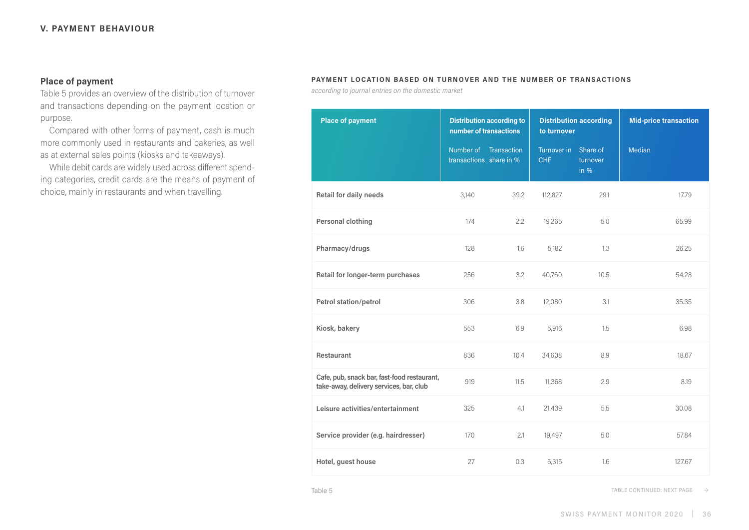## V. PAYMENT BEHAVIOUR

### Place of payment

Table 5 provides an overview of the distribution of turnover and transactions depending on the payment location or purpose.

Compared with other forms of payment, cash is much more commonly used in restaurants and bakeries, as well as at external sales points (kiosks and takeaways).

While debit cards are widely used across different spending categories, credit cards are the means of payment of choice, mainly in restaurants and when travelling.

**PAYMENT LOCATION BASED ON TURNOVER AND THE NUMBER OF TRANSACTIONS**

*according to journal entries on the domestic market*

| Place of payment | Distribution according to number of transactions | | Distribution according to turnover | | Mid-price transaction |
|---|---|---|---|---|---|
| | Number of transactions | Transaction share in % | Turnover in CHF | Share of turnover in % | Median |
| Retail for daily needs | 3,140 | 39.2 | 112,827 | 29.1 | 17.79 |
| Personal clothing | 174 | 2.2 | 19,265 | 5.0 | 65.99 |
| Pharmacy/drugs | 128 | 1.6 | 5,182 | 1.3 | 26.25 |
| Retail for longer-term purchases | 256 | 3.2 | 40,760 | 10.5 | 54.28 |
| Petrol station/petrol | 306 | 3.8 | 12,080 | 3.1 | 35.35 |
| Kiosk, bakery | 553 | 6.9 | 5,916 | 1.5 | 6.98 |
| Restaurant | 836 | 10.4 | 34,608 | 8.9 | 18.67 |
| Cafe, pub, snack bar, fast-food restaurant, take-away, delivery services, bar, club | 919 | 11.5 | 11,368 | 2.9 | 8.19 |
| Leisure activities/entertainment | 325 | 4.1 | 21,439 | 5.5 | 30.08 |
| Service provider (e.g. hairdresser) | 170 | 2.1 | 19,497 | 5.0 | 57.84 |
| Hotel, guest house | 27 | 0.3 | 6,315 | 1.6 | 127.67 |

Table 5

TABLE CONTINUED: NEXT PAGE →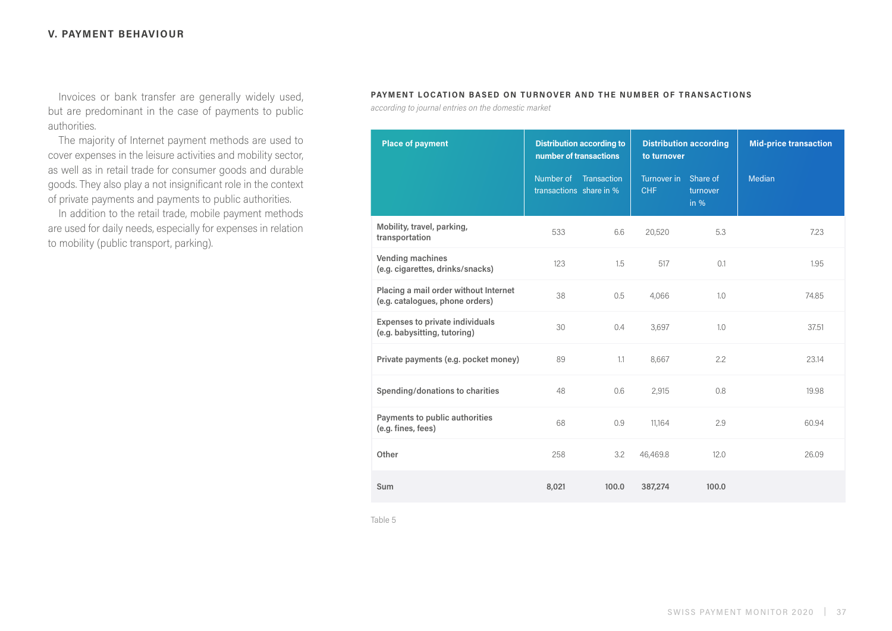## V. PAYMENT BEHAVIOUR

Invoices or bank transfer are generally widely used, but are predominant in the case of payments to public authorities.

The majority of Internet payment methods are used to cover expenses in the leisure activities and mobility sector, as well as in retail trade for consumer goods and durable goods. They also play a not insignificant role in the context of private payments and payments to public authorities.

In addition to the retail trade, mobile payment methods are used for daily needs, especially for expenses in relation to mobility (public transport, parking).

**PAYMENT LOCATION BASED ON TURNOVER AND THE NUMBER OF TRANSACTIONS**

*according to journal entries on the domestic market*

| Place of payment | Distribution according to number of transactions | | Distribution according to turnover | | Mid-price transaction |
|---|---|---|---|---|---|
| | Number of transactions | Transaction share in % | Turnover in CHF | Share of turnover in % | Median |
| Mobility, travel, parking, transportation | 533 | 6.6 | 20,520 | 5.3 | 7.23 |
| Vending machines (e.g. cigarettes, drinks/snacks) | 123 | 1.5 | 517 | 0.1 | 1.95 |
| Placing a mail order without Internet (e.g. catalogues, phone orders) | 38 | 0.5 | 4,066 | 1.0 | 74.85 |
| Expenses to private individuals (e.g. babysitting, tutoring) | 30 | 0.4 | 3,697 | 1.0 | 37.51 |
| Private payments (e.g. pocket money) | 89 | 1.1 | 8,667 | 2.2 | 23.14 |
| Spending/donations to charities | 48 | 0.6 | 2,915 | 0.8 | 19.98 |
| Payments to public authorities (e.g. fines, fees) | 68 | 0.9 | 11,164 | 2.9 | 60.94 |
| Other | 258 | 3.2 | 46,469.8 | 12.0 | 26.09 |
| **Sum** | **8,021** | **100.0** | **387,274** | **100.0** | |

Table 5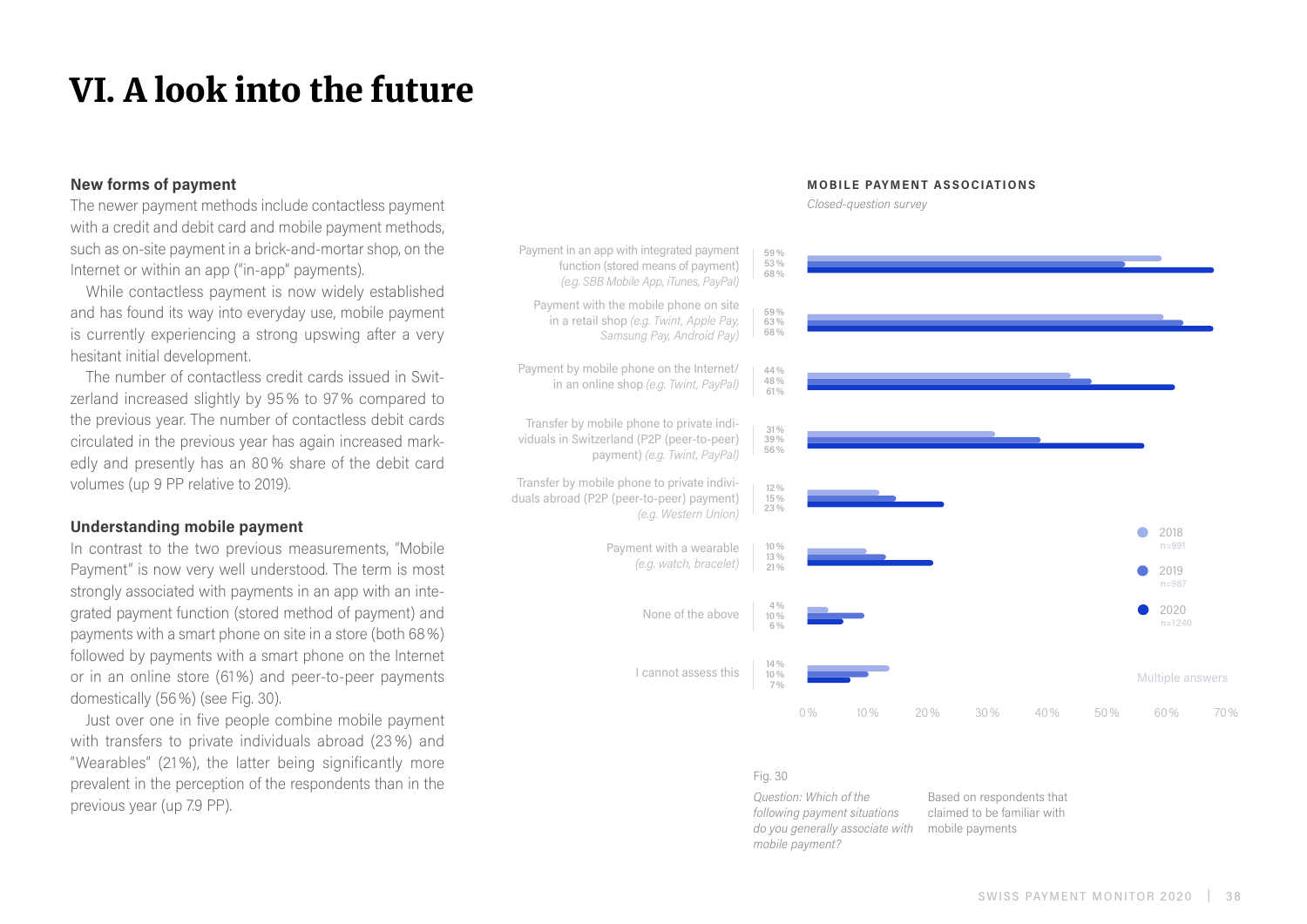# VI. A look into the future

### New forms of payment

The newer payment methods include contactless payment with a credit and debit card and mobile payment methods, such as on-site payment in a brick-and-mortar shop, on the Internet or within an app ("in-app" payments).

While contactless payment is now widely established and has found its way into everyday use, mobile payment is currently experiencing a strong upswing after a very hesitant initial development.

The number of contactless credit cards issued in Switzerland increased slightly by 95 % to 97 % compared to the previous year. The number of contactless debit cards circulated in the previous year has again increased markedly and presently has an 80 % share of the debit card volumes (up 9 PP relative to 2019).

### Understanding mobile payment

In contrast to the two previous measurements, "Mobile Payment" is now very well understood. The term is most strongly associated with payments in an app with an integrated payment function (stored method of payment) and payments with a smart phone on site in a store (both 68 %) followed by payments with a smart phone on the Internet or in an online store (61 %) and peer-to-peer payments domestically (56 %) (see Fig. 30).

Just over one in five people combine mobile payment with transfers to private individuals abroad (23 %) and "Wearables" (21 %), the latter being significantly more prevalent in the perception of the respondents than in the previous year (up 7.9 PP).

**MOBILE PAYMENT ASSOCIATIONS**

*Closed-question survey*

Payment in an app with integrated payment function (stored means of payment) *(e.g. SBB Mobile App, iTunes, PayPal)*
59 %
53 %
68 %

Payment with the mobile phone on site in a retail shop *(e.g. Twint, Apple Pay, Samsung Pay, Android Pay)*
59 %
63 %
68 %

Payment by mobile phone on the Internet/ in an online shop *(e.g. Twint, PayPal)*
44 %
48 %
61 %

Transfer by mobile phone to private individuals in Switzerland (P2P (peer-to-peer) payment) *(e.g. Twint, PayPal)*
31 %
39 %
56 %

Transfer by mobile phone to private individuals abroad (P2P (peer-to-peer) payment) *(e.g. Western Union)*
12 %
15 %
23 %

Payment with a wearable *(e.g. watch, bracelet)*
10 %
13 %
21 %

None of the above
4 %
10 %
6 %

I cannot assess this
14 %
10 %
7 %

0 % 10 % 20 % 30 % 40 % 50 % 60 % 70 %

2018 n=991
2019 n=987
2020 n=1240

Multiple answers

Fig. 30

*Question: Which of the following payment situations do you generally associate with mobile payment?*

Based on respondents that claimed to be familiar with mobile payments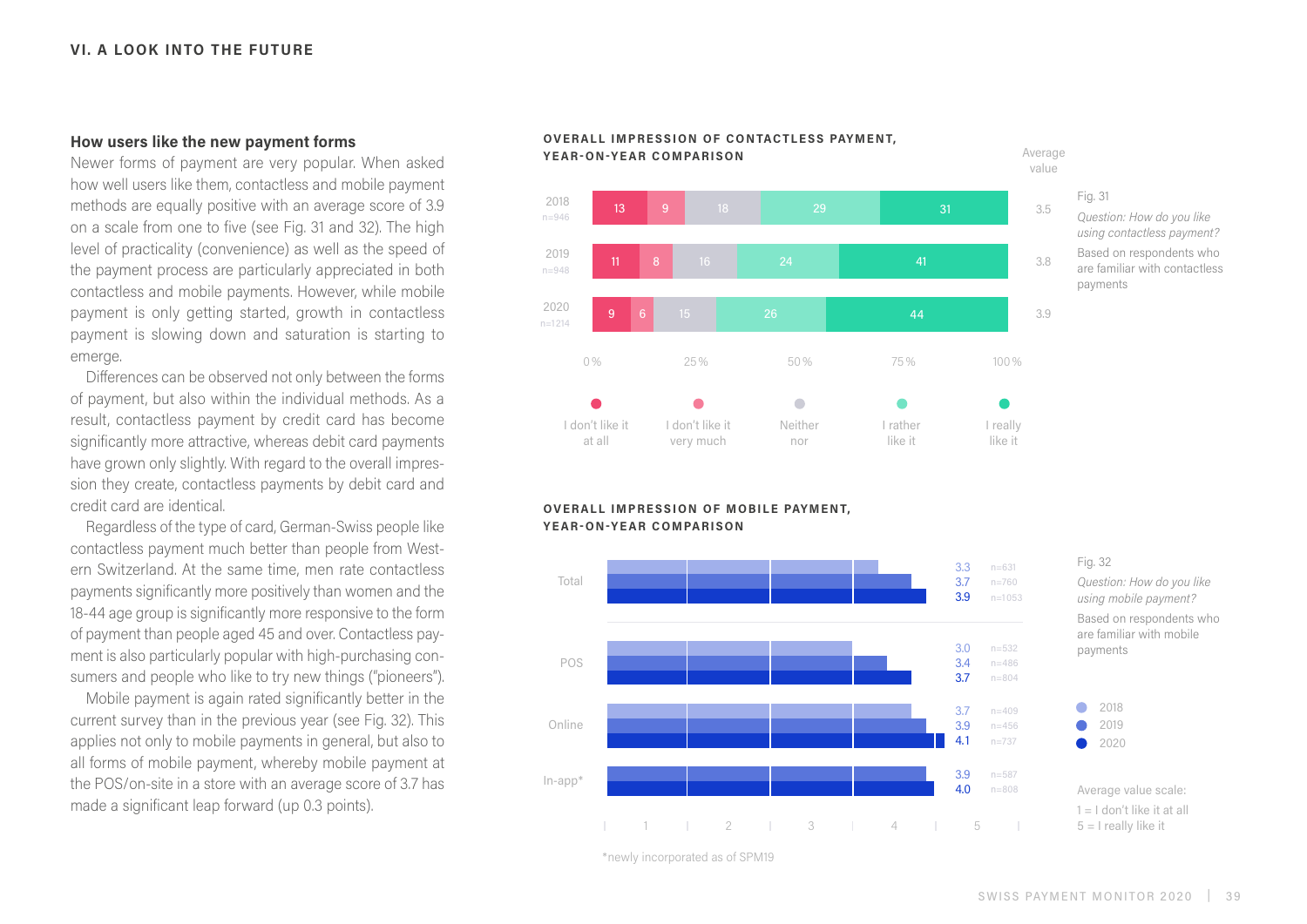## VI. A LOOK INTO THE FUTURE

### How users like the new payment forms

Newer forms of payment are very popular. When asked how well users like them, contactless and mobile payment methods are equally positive with an average score of 3.9 on a scale from one to five (see Fig. 31 and 32). The high level of practicality (convenience) as well as the speed of the payment process are particularly appreciated in both contactless and mobile payments. However, while mobile payment is only getting started, growth in contactless payment is slowing down and saturation is starting to emerge.

Differences can be observed not only between the forms of payment, but also within the individual methods. As a result, contactless payment by credit card has become significantly more attractive, whereas debit card payments have grown only slightly. With regard to the overall impression they create, contactless payments by debit card and credit card are identical.

Regardless of the type of card, German-Swiss people like contactless payment much better than people from Western Switzerland. At the same time, men rate contactless payments significantly more positively than women and the 18-44 age group is significantly more responsive to the form of payment than people aged 45 and over. Contactless payment is also particularly popular with high-purchasing consumers and people who like to try new things ("pioneers").

Mobile payment is again rated significantly better in the current survey than in the previous year (see Fig. 32). This applies not only to mobile payments in general, but also to all forms of mobile payment, whereby mobile payment at the POS/on-site in a store with an average score of 3.7 has made a significant leap forward (up 0.3 points).

**OVERALL IMPRESSION OF CONTACTLESS PAYMENT, YEAR-ON-YEAR COMPARISON**

Average value

2018 n=946: 13, 9, 18, 29, 31 — 3.5

2019 n=948: 11, 8, 16, 24, 41 — 3.8

2020 n=1214: 9, 6, 15, 26, 44 — 3.9

0% 25% 50% 75% 100%

I don't like it at all · I don't like it very much · Neither nor · I rather like it · I really like it

Fig. 31

*Question: How do you like using contactless payment?*

Based on respondents who are familiar with contactless payments

**OVERALL IMPRESSION OF MOBILE PAYMENT, YEAR-ON-YEAR COMPARISON**

Total: 3.3 n=631; 3.7 n=760; 3.9 n=1053

POS: 3.0 n=532; 3.4 n=486; 3.7 n=804

Online: 3.7 n=409; 3.9 n=456; 4.1 n=737

In-app*: 3.9 n=587; 4.0 n=808

1 2 3 4 5

*newly incorporated as of SPM19

Fig. 32

*Question: How do you like using mobile payment?*

Based on respondents who are familiar with mobile payments

2018 · 2019 · 2020

Average value scale:
1 = I don't like it at all
5 = I really like it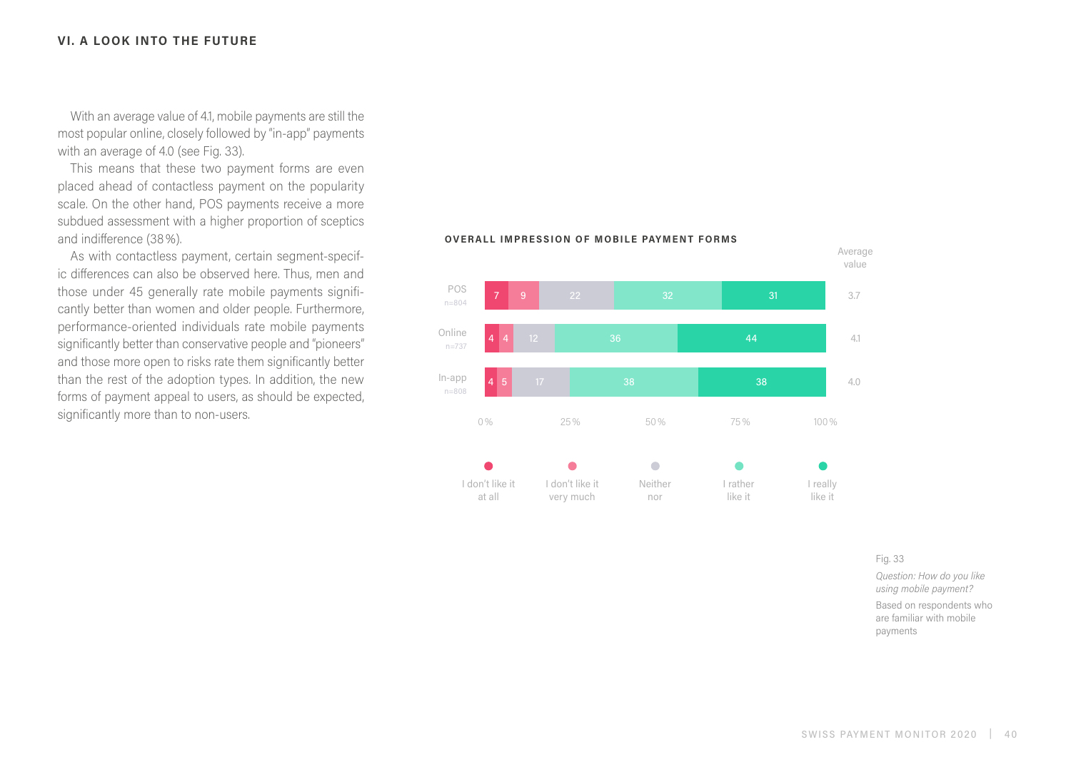## VI. A LOOK INTO THE FUTURE

With an average value of 4.1, mobile payments are still the most popular online, closely followed by "in-app" payments with an average of 4.0 (see Fig. 33).

This means that these two payment forms are even placed ahead of contactless payment on the popularity scale. On the other hand, POS payments receive a more subdued assessment with a higher proportion of sceptics and indifference (38 %).

As with contactless payment, certain segment-specific differences can also be observed here. Thus, men and those under 45 generally rate mobile payments significantly better than women and older people. Furthermore, performance-oriented individuals rate mobile payments significantly better than conservative people and "pioneers" and those more open to risks rate them significantly better than the rest of the adoption types. In addition, the new forms of payment appeal to users, as should be expected, significantly more than to non-users.

**OVERALL IMPRESSION OF MOBILE PAYMENT FORMS**

Average value

POS n=804: 7, 9, 22, 32, 31 — 3.7

Online n=737: 4, 4, 12, 36, 44 — 4.1

In-app n=808: 4, 5, 17, 38, 38 — 4.0

0 % 25 % 50 % 75 % 100 %

I don't like it at all · I don't like it very much · Neither nor · I rather like it · I really like it

Fig. 33

*Question: How do you like using mobile payment?*

Based on respondents who are familiar with mobile payments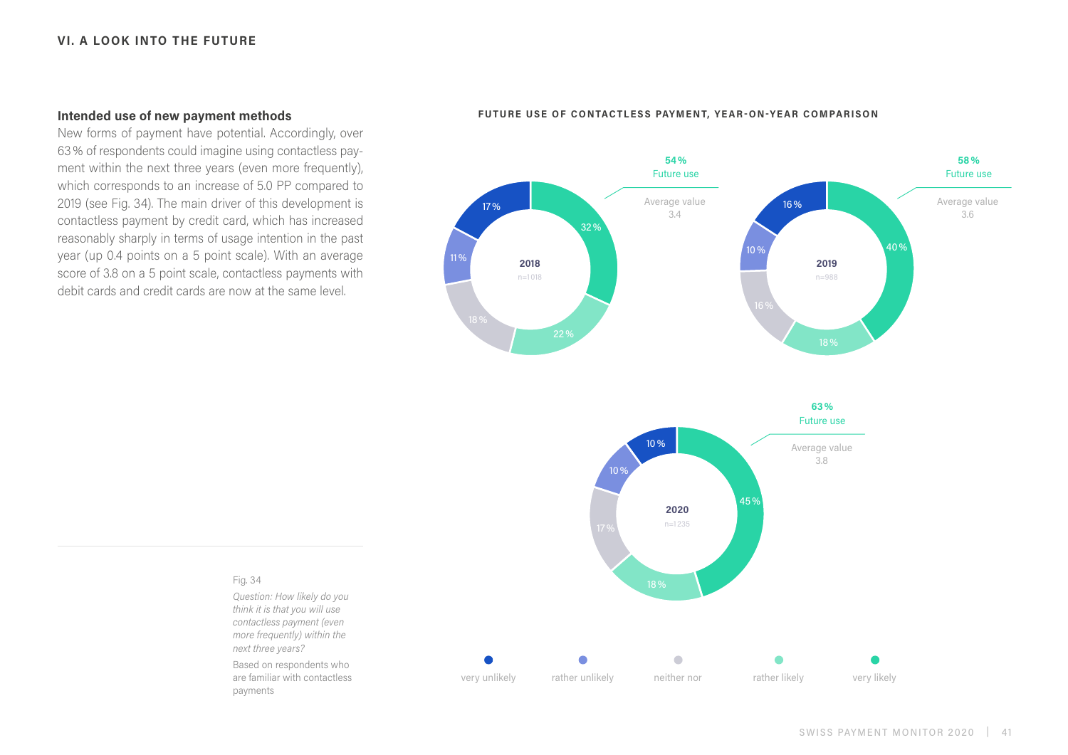## Intended use of new payment methods

New forms of payment have potential. Accordingly, over 63 % of respondents could imagine using contactless payment within the next three years (even more frequently), which corresponds to an increase of 5.0 PP compared to 2019 (see Fig. 34). The main driver of this development is contactless payment by credit card, which has increased reasonably sharply in terms of usage intention in the past year (up 0.4 points on a 5 point scale). With an average score of 3.8 on a 5 point scale, contactless payments with debit cards and credit cards are now at the same level.

**FUTURE USE OF CONTACTLESS PAYMENT, YEAR-ON-YEAR COMPARISON**

2018
n=1018
17 %
11 %
18 %
22 %
32 %
54 %
Future use
Average value
3.4

2019
n=988
16 %
10 %
16 %
18 %
40 %
58 %
Future use
Average value
3.6

2020
n=1235
10 %
10 %
17 %
18 %
45 %
63 %
Future use
Average value
3.8

very unlikely
rather unlikely
neither nor
rather likely
very likely

Fig. 34

*Question: How likely do you think it is that you will use contactless payment (even more frequently) within the next three years?*

Based on respondents who are familiar with contactless payments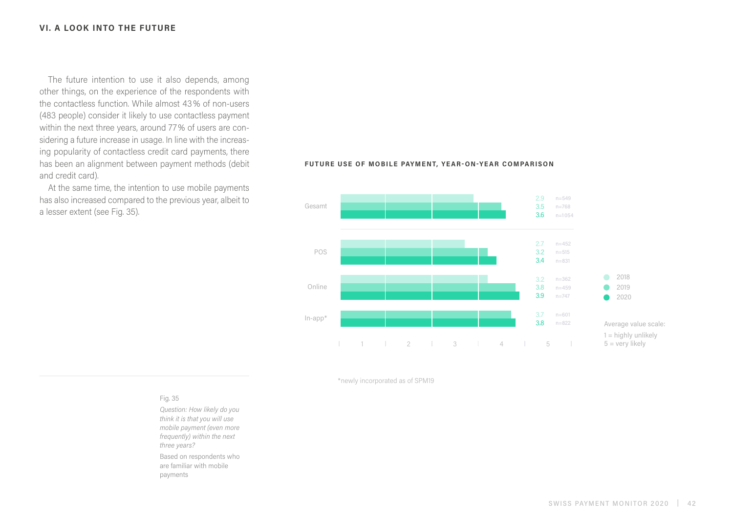## VI. A LOOK INTO THE FUTURE

The future intention to use it also depends, among other things, on the experience of the respondents with the contactless function. While almost 43% of non-users (483 people) consider it likely to use contactless payment within the next three years, around 77% of users are considering a future increase in usage. In line with the increasing popularity of contactless credit card payments, there has been an alignment between payment methods (debit and credit card).

At the same time, the intention to use mobile payments has also increased compared to the previous year, albeit to a lesser extent (see Fig. 35).

**FUTURE USE OF MOBILE PAYMENT, YEAR-ON-YEAR COMPARISON**

Gesamt
2.9 n=549
3.5 n=768
3.6 n=1054

POS
2.7 n=452
3.2 n=515
3.4 n=831

Online
3.2 n=362
3.8 n=459
3.9 n=747

In-app*
3.7 n=601
3.8 n=822

1 2 3 4 5

2018
2019
2020

Average value scale:
1 = highly unlikely
5 = very likely

*newly incorporated as of SPM19

Fig. 35

*Question: How likely do you think it is that you will use mobile payment (even more frequently) within the next three years?*

Based on respondents who are familiar with mobile payments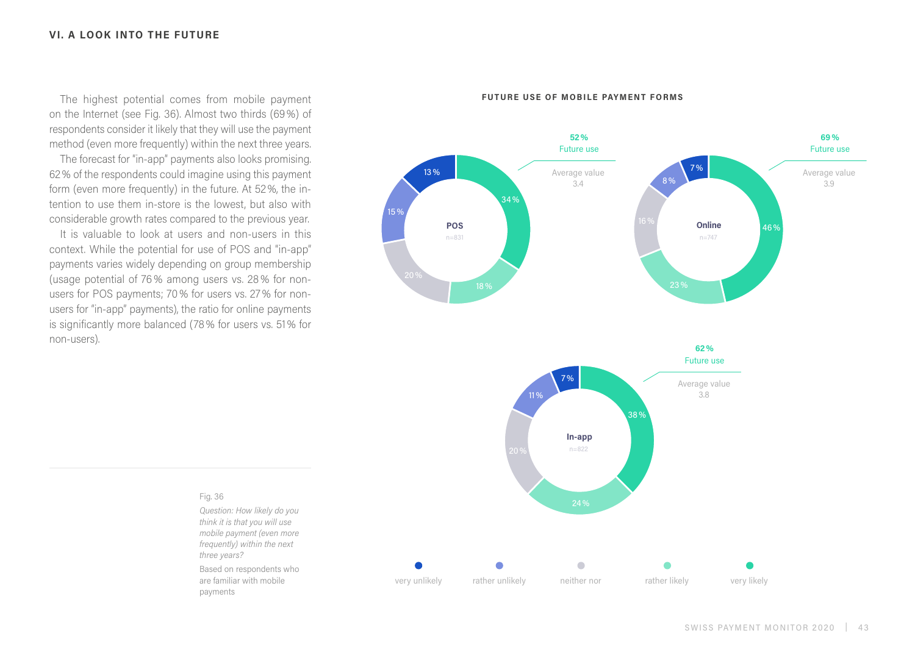## VI. A LOOK INTO THE FUTURE

The highest potential comes from mobile payment on the Internet (see Fig. 36). Almost two thirds (69 %) of respondents consider it likely that they will use the payment method (even more frequently) within the next three years.

The forecast for "in-app" payments also looks promising. 62 % of the respondents could imagine using this payment form (even more frequently) in the future. At 52 %, the intention to use them in-store is the lowest, but also with considerable growth rates compared to the previous year.

It is valuable to look at users and non-users in this context. While the potential for use of POS and "in-app" payments varies widely depending on group membership (usage potential of 76 % among users vs. 28 % for non-users for POS payments; 70 % for users vs. 27 % for non-users for "in-app" payments), the ratio for online payments is significantly more balanced (78 % for users vs. 51 % for non-users).

**FUTURE USE OF MOBILE PAYMENT FORMS**

POS
n=831
13 %
15 %
20 %
18 %
34 %
52 %
Future use
Average value
3.4

Online
n=747
7 %
8 %
16 %
23 %
46 %
69 %
Future use
Average value
3.9

In-app
n=822
7 %
11 %
20 %
24 %
38 %
62 %
Future use
Average value
3.8

very unlikely
rather unlikely
neither nor
rather likely
very likely

Fig. 36

*Question: How likely do you think it is that you will use mobile payment (even more frequently) within the next three years?*

Based on respondents who are familiar with mobile payments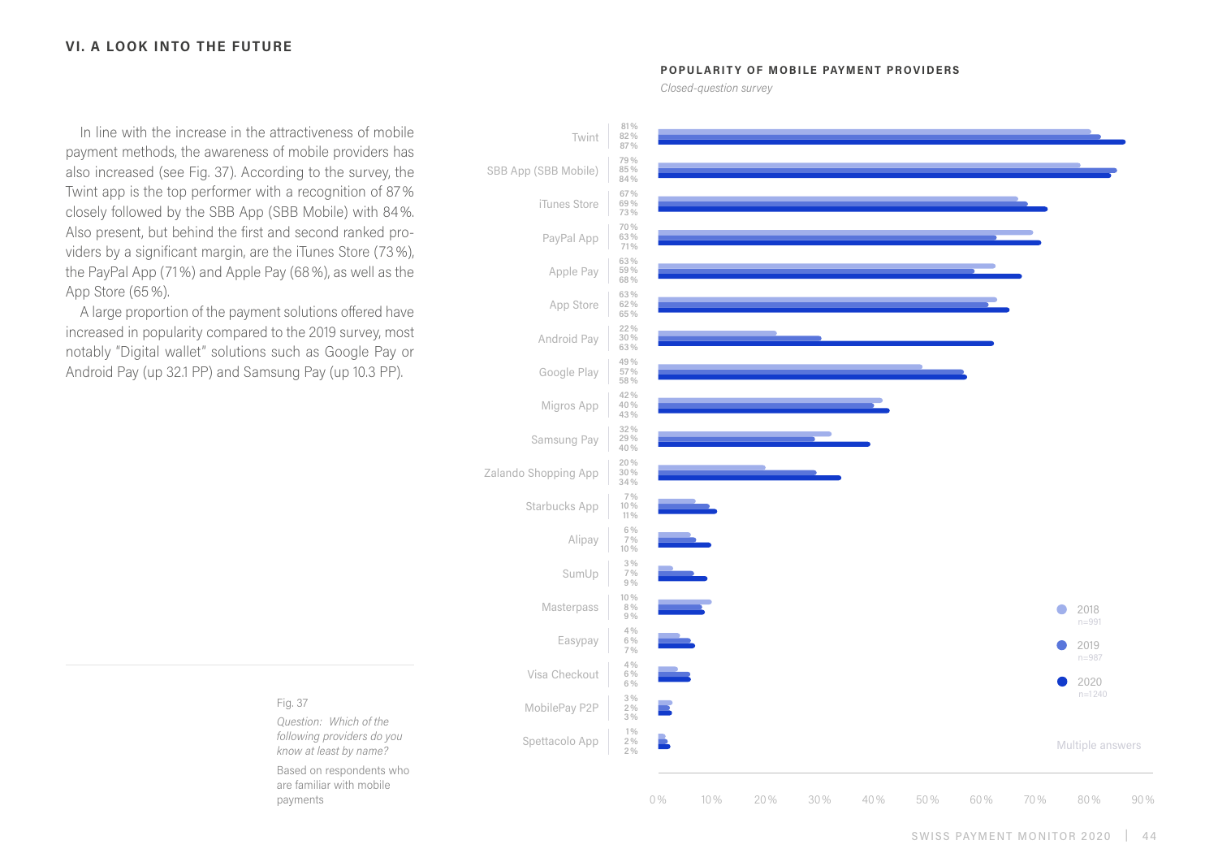## VI. A LOOK INTO THE FUTURE

In line with the increase in the attractiveness of mobile payment methods, the awareness of mobile providers has also increased (see Fig. 37). According to the survey, the Twint app is the top performer with a recognition of 87% closely followed by the SBB App (SBB Mobile) with 84%. Also present, but behind the first and second ranked providers by a significant margin, are the iTunes Store (73%), the PayPal App (71%) and Apple Pay (68%), as well as the App Store (65%).

A large proportion of the payment solutions offered have increased in popularity compared to the 2019 survey, most notably "Digital wallet" solutions such as Google Pay or Android Pay (up 32.1 PP) and Samsung Pay (up 10.3 PP).

**POPULARITY OF MOBILE PAYMENT PROVIDERS**

*Closed-question survey*

Twint 81% 82% 87%
SBB App (SBB Mobile) 79% 85% 84%
iTunes Store 67% 69% 73%
PayPal App 70% 63% 71%
Apple Pay 63% 59% 68%
App Store 63% 62% 65%
Android Pay 22% 30% 63%
Google Play 49% 57% 58%
Migros App 42% 40% 43%
Samsung Pay 32% 29% 40%
Zalando Shopping App 20% 30% 34%
Starbucks App 7% 10% 11%
Alipay 6% 7% 10%
SumUp 3% 7% 9%
Masterpass 10% 8% 9%
Easypay 4% 6% 7%
Visa Checkout 4% 6% 6%
MobilePay P2P 3% 2% 3%
Spettacolo App 1% 2% 2%

0% 10% 20% 30% 40% 50% 60% 70% 80% 90%

2018 n=991
2019 n=987
2020 n=1240

Multiple answers

Fig. 37

*Question: Which of the following providers do you know at least by name?*

Based on respondents who are familiar with mobile payments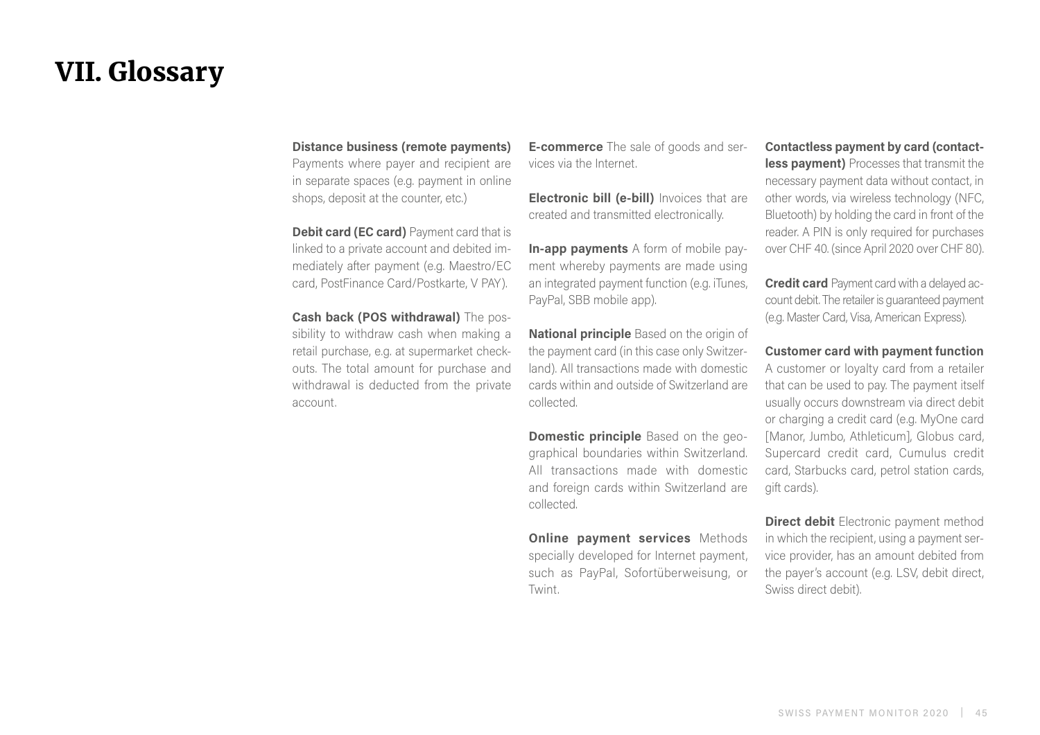# VII. Glossary

**Distance business (remote payments)** Payments where payer and recipient are in separate spaces (e.g. payment in online shops, deposit at the counter, etc.)

**Debit card (EC card)** Payment card that is linked to a private account and debited immediately after payment (e.g. Maestro/EC card, PostFinance Card/Postkarte, V PAY).

**Cash back (POS withdrawal)** The possibility to withdraw cash when making a retail purchase, e.g. at supermarket checkouts. The total amount for purchase and withdrawal is deducted from the private account.

**E-commerce** The sale of goods and services via the Internet.

**Electronic bill (e-bill)** Invoices that are created and transmitted electronically.

**In-app payments** A form of mobile payment whereby payments are made using an integrated payment function (e.g. iTunes, PayPal, SBB mobile app).

**National principle** Based on the origin of the payment card (in this case only Switzerland). All transactions made with domestic cards within and outside of Switzerland are collected.

**Domestic principle** Based on the geographical boundaries within Switzerland. All transactions made with domestic and foreign cards within Switzerland are collected.

**Online payment services** Methods specially developed for Internet payment, such as PayPal, Sofortüberweisung, or Twint.

**Contactless payment by card (contactless payment)** Processes that transmit the necessary payment data without contact, in other words, via wireless technology (NFC, Bluetooth) by holding the card in front of the reader. A PIN is only required for purchases over CHF 40. (since April 2020 over CHF 80).

**Credit card** Payment card with a delayed account debit. The retailer is guaranteed payment (e.g. Master Card, Visa, American Express).

**Customer card with payment function** A customer or loyalty card from a retailer that can be used to pay. The payment itself usually occurs downstream via direct debit or charging a credit card (e.g. MyOne card [Manor, Jumbo, Athleticum], Globus card, Supercard credit card, Cumulus credit card, Starbucks card, petrol station cards, gift cards).

**Direct debit** Electronic payment method in which the recipient, using a payment service provider, has an amount debited from the payer's account (e.g. LSV, debit direct, Swiss direct debit).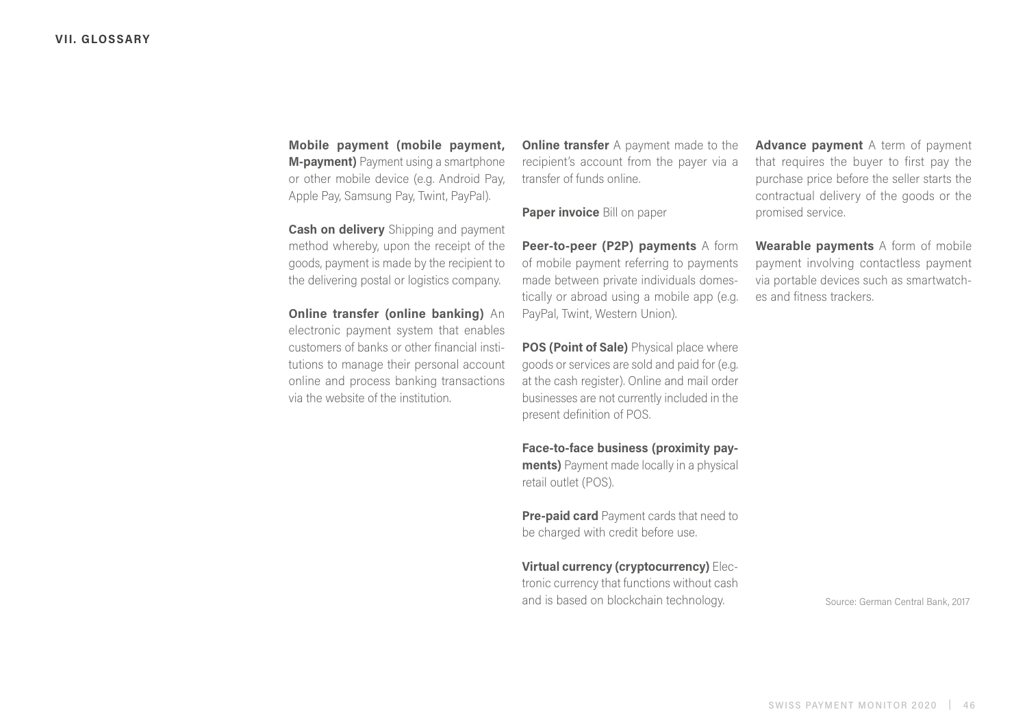## VII. GLOSSARY

**Mobile payment (mobile payment, M-payment)** Payment using a smartphone or other mobile device (e.g. Android Pay, Apple Pay, Samsung Pay, Twint, PayPal).

**Cash on delivery** Shipping and payment method whereby, upon the receipt of the goods, payment is made by the recipient to the delivering postal or logistics company.

**Online transfer (online banking)** An electronic payment system that enables customers of banks or other financial institutions to manage their personal account online and process banking transactions via the website of the institution.

**Online transfer** A payment made to the recipient's account from the payer via a transfer of funds online.

**Paper invoice** Bill on paper

**Peer-to-peer (P2P) payments** A form of mobile payment referring to payments made between private individuals domestically or abroad using a mobile app (e.g. PayPal, Twint, Western Union).

**POS (Point of Sale)** Physical place where goods or services are sold and paid for (e.g. at the cash register). Online and mail order businesses are not currently included in the present definition of POS.

**Face-to-face business (proximity payments)** Payment made locally in a physical retail outlet (POS).

**Pre-paid card** Payment cards that need to be charged with credit before use.

**Virtual currency (cryptocurrency)** Electronic currency that functions without cash and is based on blockchain technology.

**Advance payment** A term of payment that requires the buyer to first pay the purchase price before the seller starts the contractual delivery of the goods or the promised service.

**Wearable payments** A form of mobile payment involving contactless payment via portable devices such as smartwatches and fitness trackers.

Source: German Central Bank, 2017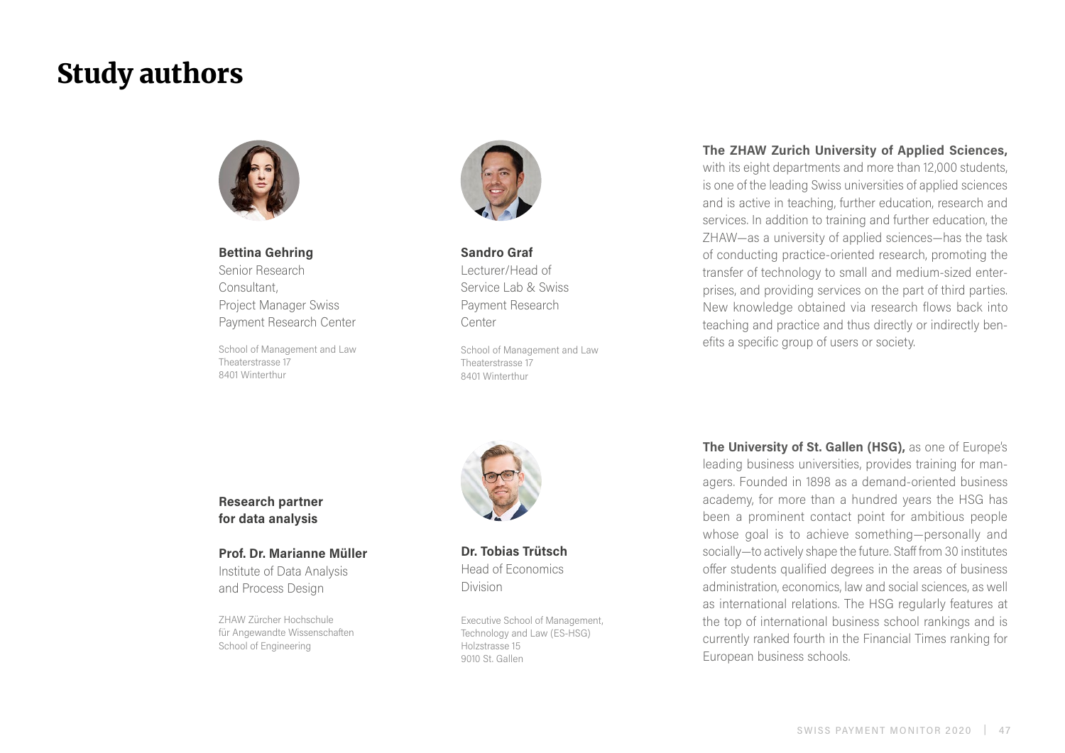# Study authors

**Bettina Gehring**
Senior Research Consultant,
Project Manager Swiss Payment Research Center

School of Management and Law
Theaterstrasse 17
8401 Winterthur

**Sandro Graf**
Lecturer/Head of Service Lab & Swiss Payment Research Center

School of Management and Law
Theaterstrasse 17
8401 Winterthur

**The ZHAW Zurich University of Applied Sciences,** with its eight departments and more than 12,000 students, is one of the leading Swiss universities of applied sciences and is active in teaching, further education, research and services. In addition to training and further education, the ZHAW—as a university of applied sciences—has the task of conducting practice-oriented research, promoting the transfer of technology to small and medium-sized enterprises, and providing services on the part of third parties. New knowledge obtained via research flows back into teaching and practice and thus directly or indirectly benefits a specific group of users or society.

**Research partner for data analysis**

**Prof. Dr. Marianne Müller**
Institute of Data Analysis and Process Design

ZHAW Zürcher Hochschule für Angewandte Wissenschaften
School of Engineering

**Dr. Tobias Trütsch**
Head of Economics Division

Executive School of Management, Technology and Law (ES-HSG)
Holzstrasse 15
9010 St. Gallen

**The University of St. Gallen (HSG),** as one of Europe's leading business universities, provides training for managers. Founded in 1898 as a demand-oriented business academy, for more than a hundred years the HSG has been a prominent contact point for ambitious people whose goal is to achieve something—personally and socially—to actively shape the future. Staff from 30 institutes offer students qualified degrees in the areas of business administration, economics, law and social sciences, as well as international relations. The HSG regularly features at the top of international business school rankings and is currently ranked fourth in the Financial Times ranking for European business schools.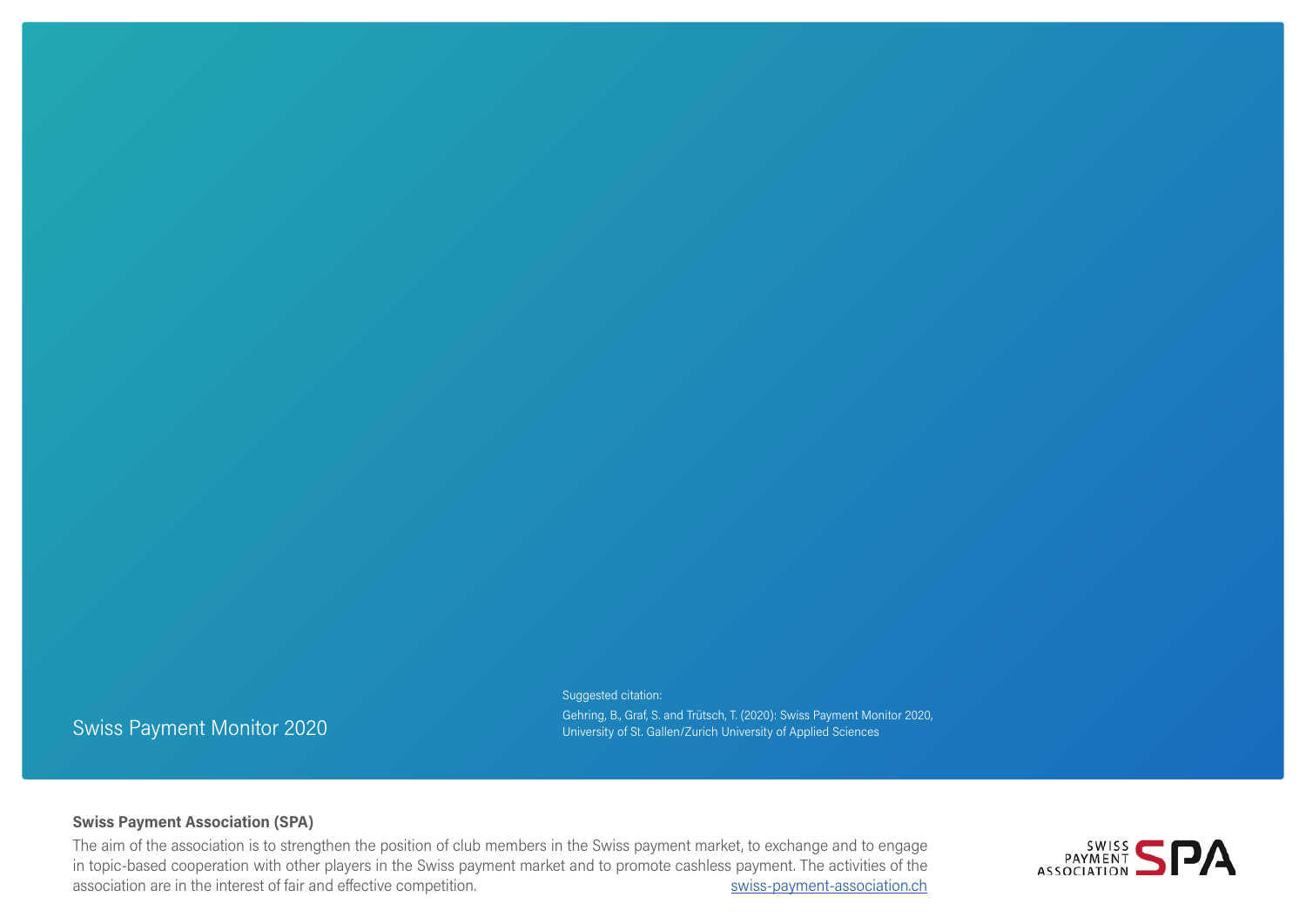Swiss Payment Monitor 2020

Suggested citation:

Gehring, B., Graf, S. and Trütsch, T. (2020): Swiss Payment Monitor 2020, University of St. Gallen/Zurich University of Applied Sciences

**Swiss Payment Association (SPA)**

The aim of the association is to strengthen the position of club members in the Swiss payment market, to exchange and to engage in topic-based cooperation with other players in the Swiss payment market and to promote cashless payment. The activities of the association are in the interest of fair and effective competition. swiss-payment-association.ch

SWISS PAYMENT ASSOCIATION SPA